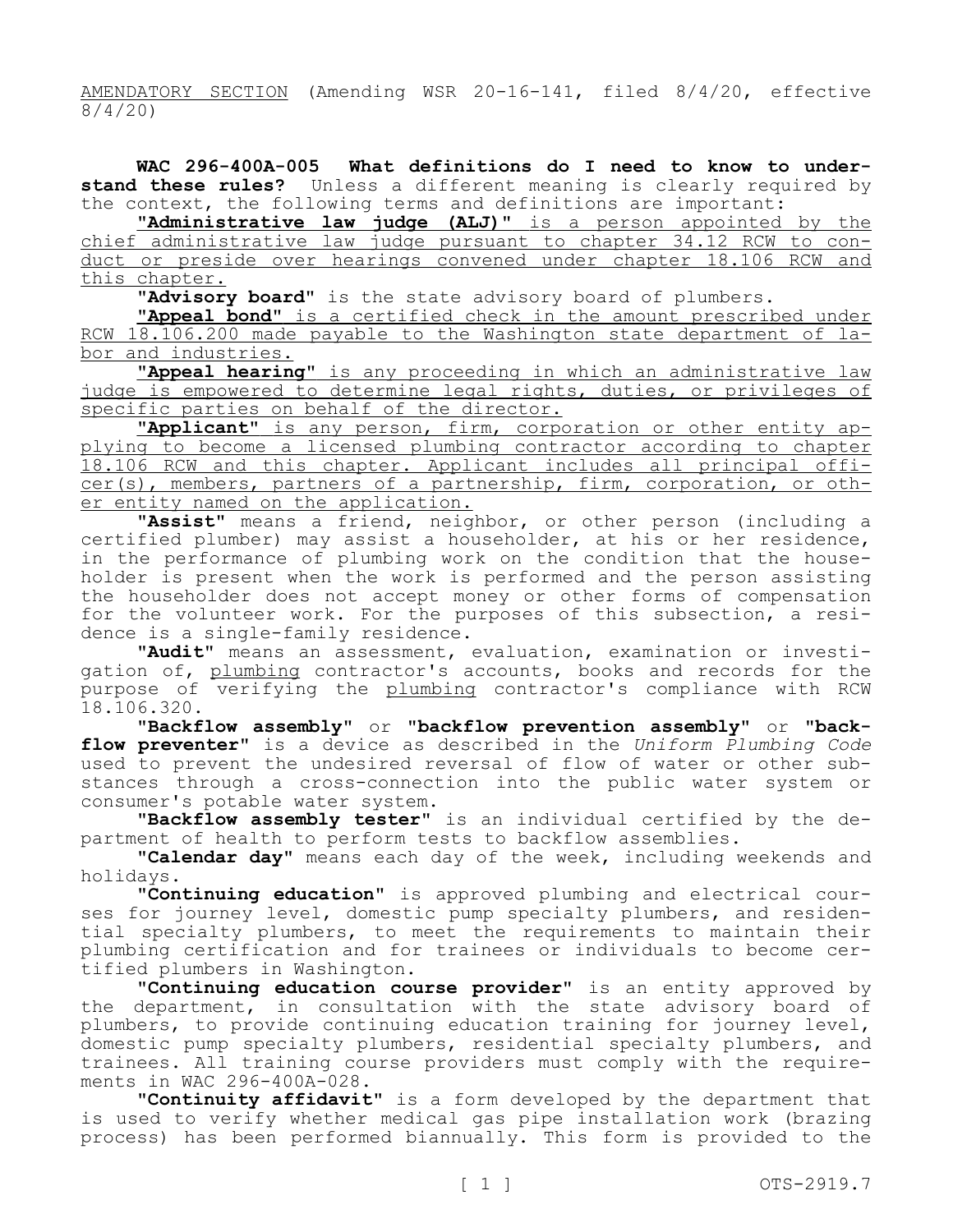AMENDATORY SECTION (Amending WSR 20-16-141, filed 8/4/20, effective 8/4/20)

**WAC 296-400A-005 What definitions do I need to know to understand these rules?** Unless a different meaning is clearly required by the context, the following terms and definitions are important:

"**Administrative law judge (ALJ)**" is a person appointed by the chief administrative law judge pursuant to chapter 34.12 RCW to conduct or preside over hearings convened under chapter 18.106 RCW and this chapter.

"**Advisory board**" is the state advisory board of plumbers.

"**Appeal bond**" is a certified check in the amount prescribed under RCW 18.106.200 made payable to the Washington state department of labor and industries.

"**Appeal hearing**" is any proceeding in which an administrative law judge is empowered to determine legal rights, duties, or privileges of specific parties on behalf of the director.

"**Applicant**" is any person, firm, corporation or other entity applying to become a licensed plumbing contractor according to chapter 18.106 RCW and this chapter. Applicant includes all principal officer(s), members, partners of a partnership, firm, corporation, or other entity named on the application.

"**Assist**" means a friend, neighbor, or other person (including a certified plumber) may assist a householder, at his or her residence, in the performance of plumbing work on the condition that the householder is present when the work is performed and the person assisting the householder does not accept money or other forms of compensation for the volunteer work. For the purposes of this subsection, a residence is a single-family residence.

"**Audit**" means an assessment, evaluation, examination or investigation of, plumbing contractor's accounts, books and records for the purpose of verifying the plumbing contractor's compliance with RCW 18.106.320.

"**Backflow assembly**" or "**backflow prevention assembly**" or "**backflow preventer**" is a device as described in the *Uniform Plumbing Code* used to prevent the undesired reversal of flow of water or other substances through a cross-connection into the public water system or consumer's potable water system.

"**Backflow assembly tester**" is an individual certified by the department of health to perform tests to backflow assemblies.

"**Calendar day**" means each day of the week, including weekends and holidays.

"**Continuing education**" is approved plumbing and electrical courses for journey level, domestic pump specialty plumbers, and residential specialty plumbers, to meet the requirements to maintain their plumbing certification and for trainees or individuals to become certified plumbers in Washington.

"**Continuing education course provider**" is an entity approved by the department, in consultation with the state advisory board of plumbers, to provide continuing education training for journey level, domestic pump specialty plumbers, residential specialty plumbers, and trainees. All training course providers must comply with the requirements in WAC 296-400A-028.

"**Continuity affidavit**" is a form developed by the department that is used to verify whether medical gas pipe installation work (brazing process) has been performed biannually. This form is provided to the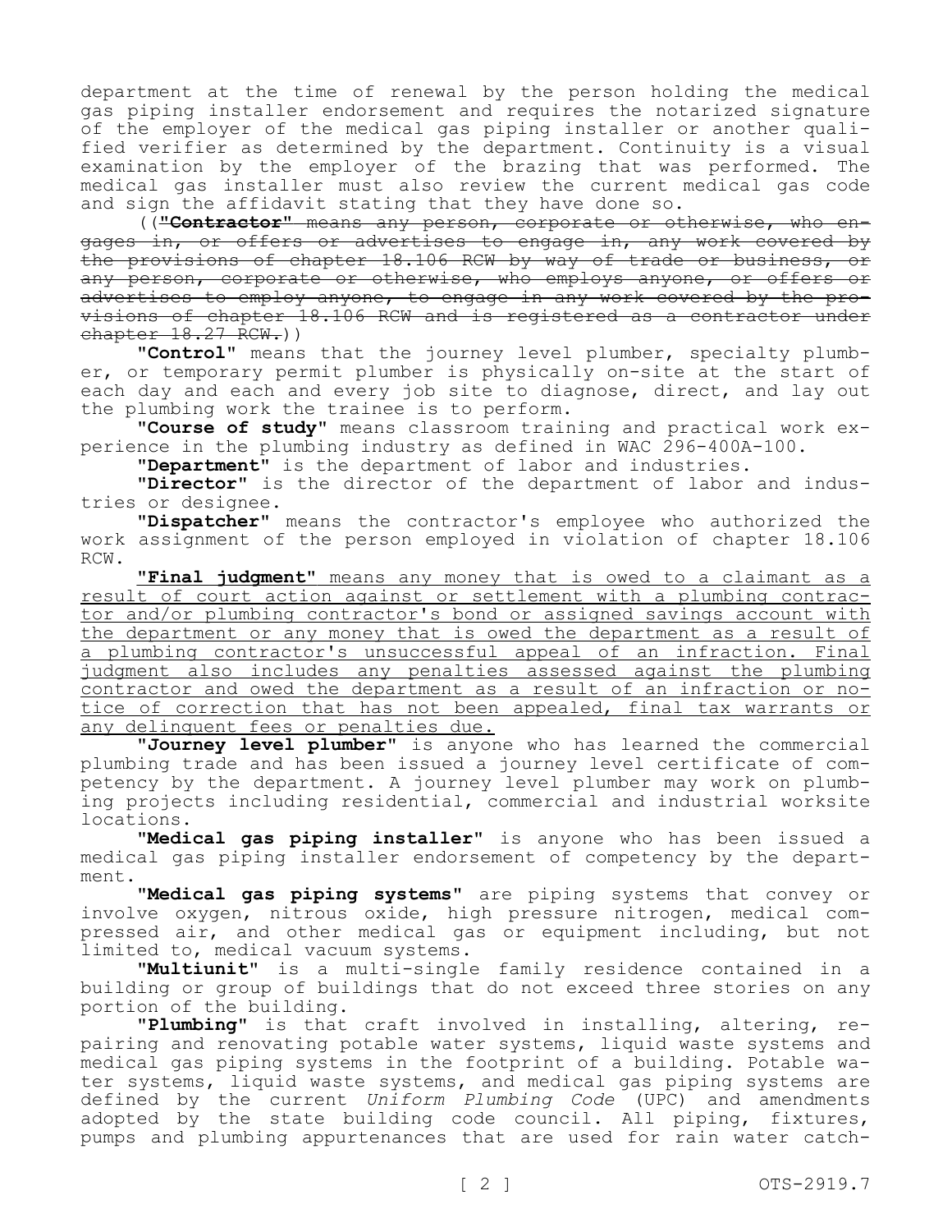department at the time of renewal by the person holding the medical gas piping installer endorsement and requires the notarized signature of the employer of the medical gas piping installer or another qualified verifier as determined by the department. Continuity is a visual examination by the employer of the brazing that was performed. The medical gas installer must also review the current medical gas code and sign the affidavit stating that they have done so.

((~~"**Contractor**" means any person, corporate or otherwise, who engages in, or offers or advertises to engage in, any work covered by the provisions of chapter 18.106 RCW by way of trade or business, or any person, corporate or otherwise, who employs anyone, or offers or advertises to employ anyone, to engage in any work covered by the provisions of chapter 18.106 RCW and is registered as a contractor under chapter 18.27 RCW.~~))

"**Control**" means that the journey level plumber, specialty plumber, or temporary permit plumber is physically on-site at the start of each day and each and every job site to diagnose, direct, and lay out the plumbing work the trainee is to perform.

"**Course of study**" means classroom training and practical work experience in the plumbing industry as defined in WAC 296-400A-100.

"**Department**" is the department of labor and industries.

"**Director**" is the director of the department of labor and industries or designee.

"**Dispatcher**" means the contractor's employee who authorized the work assignment of the person employed in violation of chapter 18.106 RCW.

<u>"**Final judgment**" means any money that is owed to a claimant as a result of court action against or settlement with a plumbing contractor and/or plumbing contractor's bond or assigned savings account with the department or any money that is owed the department as a result of a plumbing contractor's unsuccessful appeal of an infraction. Final judgment also includes any penalties assessed against the plumbing contractor and owed the department as a result of an infraction or notice of correction that has not been appealed, final tax warrants or any delinquent fees or penalties due.</u>

"**Journey level plumber**" is anyone who has learned the commercial plumbing trade and has been issued a journey level certificate of competency by the department. A journey level plumber may work on plumbing projects including residential, commercial and industrial worksite locations.

"**Medical gas piping installer**" is anyone who has been issued a medical gas piping installer endorsement of competency by the department.

"**Medical gas piping systems**" are piping systems that convey or involve oxygen, nitrous oxide, high pressure nitrogen, medical compressed air, and other medical gas or equipment including, but not limited to, medical vacuum systems.

"**Multiunit**" is a multi-single family residence contained in a building or group of buildings that do not exceed three stories on any portion of the building.

"**Plumbing**" is that craft involved in installing, altering, repairing and renovating potable water systems, liquid waste systems and medical gas piping systems in the footprint of a building. Potable water systems, liquid waste systems, and medical gas piping systems are defined by the current *Uniform Plumbing Code* (UPC) and amendments adopted by the state building code council. All piping, fixtures, pumps and plumbing appurtenances that are used for rain water catch-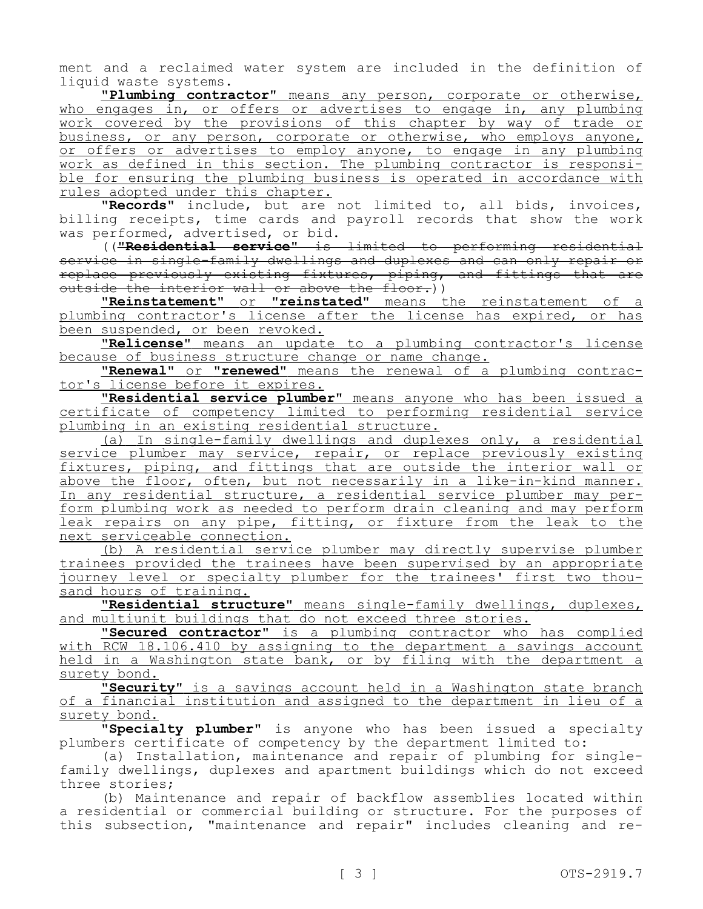ment and a reclaimed water system are included in the definition of liquid waste systems.

<u>**"Plumbing contractor"** means any person, corporate or otherwise, who engages in, or offers or advertises to engage in, any plumbing work covered by the provisions of this chapter by way of trade or business, or any person, corporate or otherwise, who employs anyone, or offers or advertises to employ anyone, to engage in any plumbing work as defined in this section. The plumbing contractor is responsible for ensuring the plumbing business is operated in accordance with rules adopted under this chapter.</u>

**"Records"** include, but are not limited to, all bids, invoices, billing receipts, time cards and payroll records that show the work was performed, advertised, or bid.

((~~**"Residential service"** is limited to performing residential service in single-family dwellings and duplexes and can only repair or replace previously existing fixtures, piping, and fittings that are outside the interior wall or above the floor.~~))

<u>**"Reinstatement"** or **"reinstated"** means the reinstatement of a plumbing contractor's license after the license has expired, or has been suspended, or been revoked.</u>

<u>**"Relicense"** means an update to a plumbing contractor's license because of business structure change or name change.</u>

<u>**"Renewal"** or **"renewed"** means the renewal of a plumbing contractor's license before it expires.</u>

<u>**"Residential service plumber"** means anyone who has been issued a certificate of competency limited to performing residential service plumbing in an existing residential structure.</u>

<u>(a) In single-family dwellings and duplexes only, a residential service plumber may service, repair, or replace previously existing fixtures, piping, and fittings that are outside the interior wall or above the floor, often, but not necessarily in a like-in-kind manner. In any residential structure, a residential service plumber may perform plumbing work as needed to perform drain cleaning and may perform leak repairs on any pipe, fitting, or fixture from the leak to the next serviceable connection.</u>

<u>(b) A residential service plumber may directly supervise plumber trainees provided the trainees have been supervised by an appropriate journey level or specialty plumber for the trainees' first two thousand hours of training.</u>

<u>**"Residential structure"** means single-family dwellings, duplexes, and multiunit buildings that do not exceed three stories.</u>

<u>**"Secured contractor"** is a plumbing contractor who has complied with RCW 18.106.410 by assigning to the department a savings account held in a Washington state bank, or by filing with the department a surety bond.</u>

<u>**"Security"** is a savings account held in a Washington state branch of a financial institution and assigned to the department in lieu of a surety bond.</u>

**"Specialty plumber"** is anyone who has been issued a specialty plumbers certificate of competency by the department limited to:

(a) Installation, maintenance and repair of plumbing for single-family dwellings, duplexes and apartment buildings which do not exceed three stories;

(b) Maintenance and repair of backflow assemblies located within a residential or commercial building or structure. For the purposes of this subsection, "maintenance and repair" includes cleaning and re-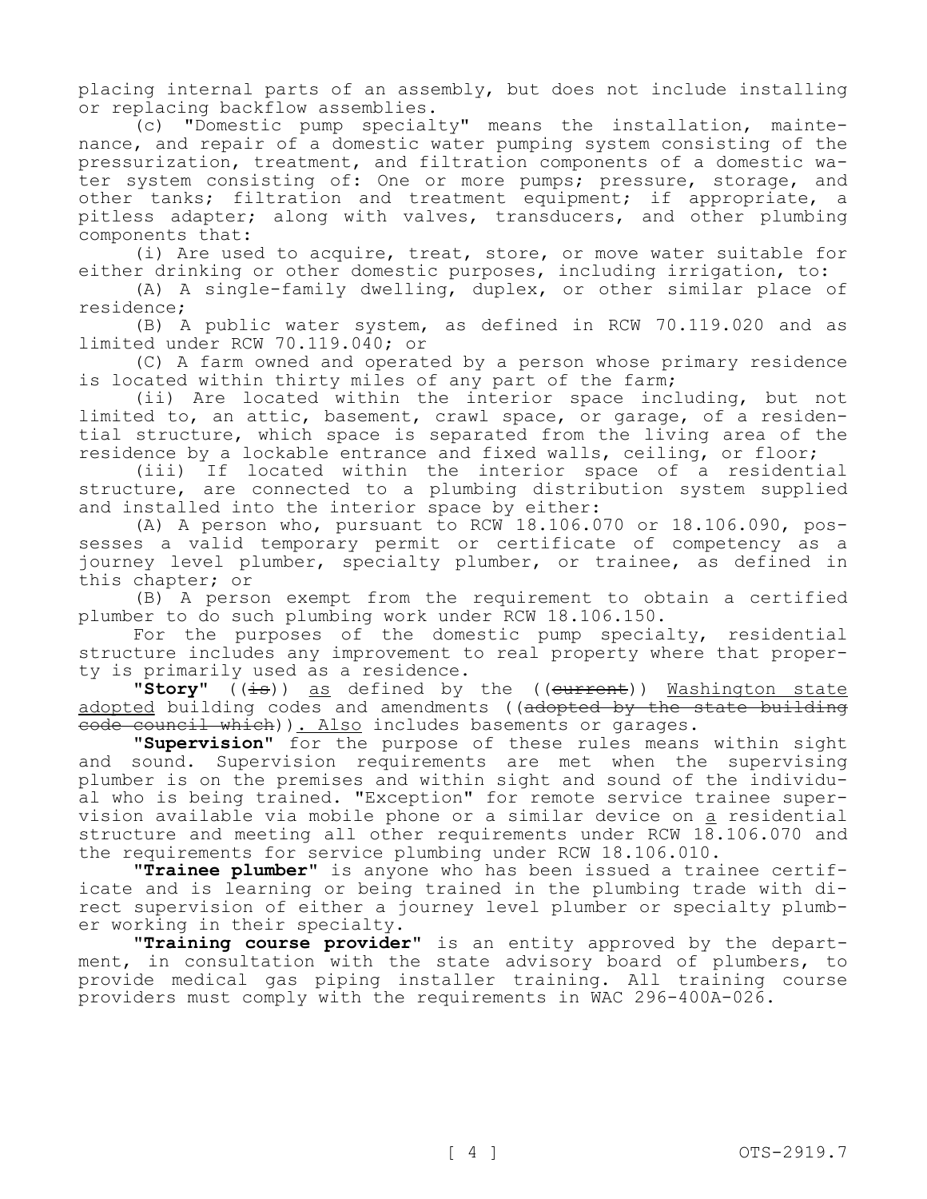placing internal parts of an assembly, but does not include installing or replacing backflow assemblies.

(c) "Domestic pump specialty" means the installation, maintenance, and repair of a domestic water pumping system consisting of the pressurization, treatment, and filtration components of a domestic water system consisting of: One or more pumps; pressure, storage, and other tanks; filtration and treatment equipment; if appropriate, a pitless adapter; along with valves, transducers, and other plumbing components that:

(i) Are used to acquire, treat, store, or move water suitable for either drinking or other domestic purposes, including irrigation, to:

(A) A single-family dwelling, duplex, or other similar place of residence;

(B) A public water system, as defined in RCW 70.119.020 and as limited under RCW 70.119.040; or

(C) A farm owned and operated by a person whose primary residence is located within thirty miles of any part of the farm;

(ii) Are located within the interior space including, but not limited to, an attic, basement, crawl space, or garage, of a residential structure, which space is separated from the living area of the residence by a lockable entrance and fixed walls, ceiling, or floor;

(iii) If located within the interior space of a residential structure, are connected to a plumbing distribution system supplied and installed into the interior space by either:

(A) A person who, pursuant to RCW 18.106.070 or 18.106.090, possesses a valid temporary permit or certificate of competency as a journey level plumber, specialty plumber, or trainee, as defined in this chapter; or

(B) A person exempt from the requirement to obtain a certified plumber to do such plumbing work under RCW 18.106.150.

For the purposes of the domestic pump specialty, residential structure includes any improvement to real property where that property is primarily used as a residence.

**"Story"** ((~~is~~)) as defined by the ((~~current~~)) Washington state adopted building codes and amendments ((~~adopted by the state building code council which~~)). Also includes basements or garages.

**"Supervision"** for the purpose of these rules means within sight and sound. Supervision requirements are met when the supervising plumber is on the premises and within sight and sound of the individual who is being trained. "Exception" for remote service trainee supervision available via mobile phone or a similar device on a residential structure and meeting all other requirements under RCW 18.106.070 and the requirements for service plumbing under RCW 18.106.010.

**"Trainee plumber"** is anyone who has been issued a trainee certificate and is learning or being trained in the plumbing trade with direct supervision of either a journey level plumber or specialty plumber working in their specialty.

**"Training course provider"** is an entity approved by the department, in consultation with the state advisory board of plumbers, to provide medical gas piping installer training. All training course providers must comply with the requirements in WAC 296-400A-026.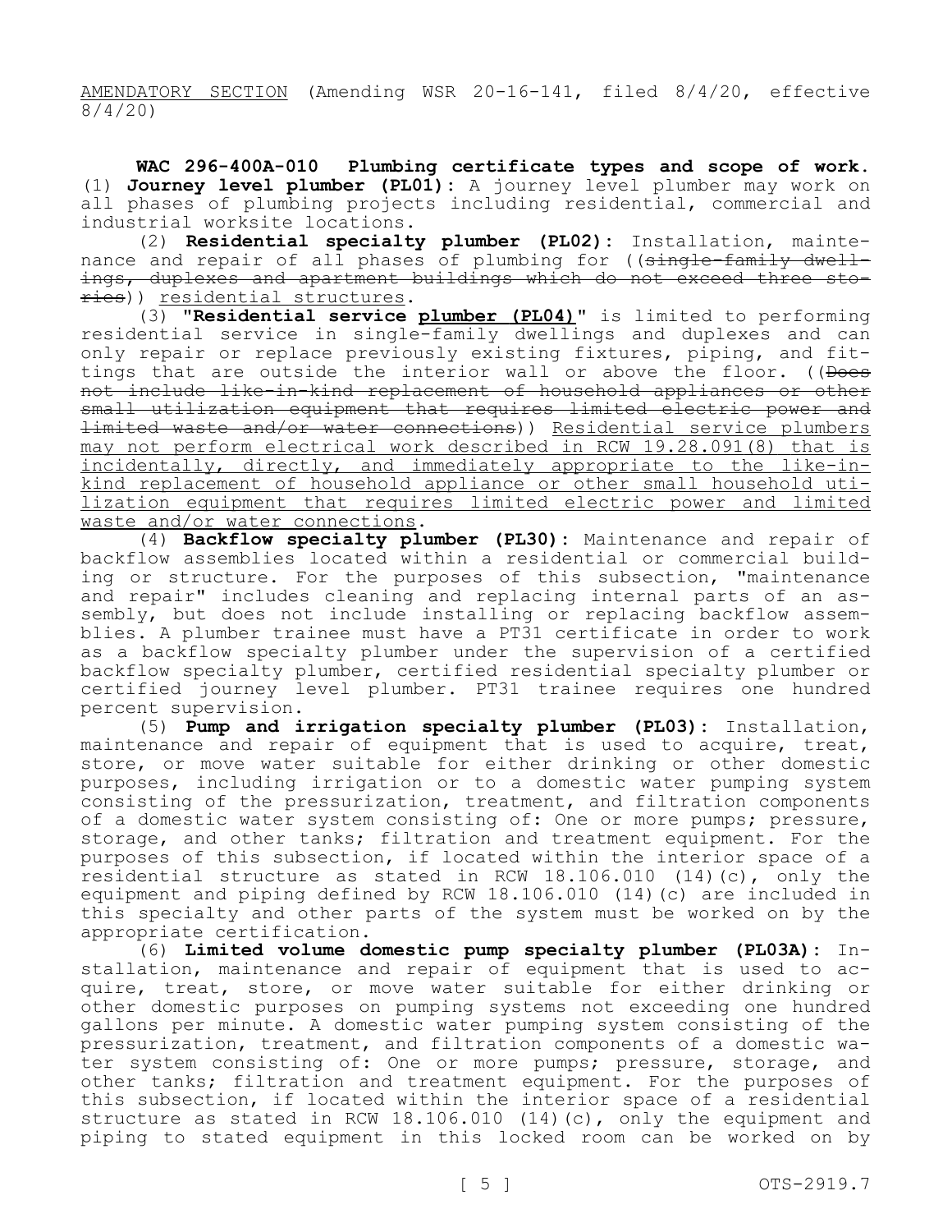AMENDATORY SECTION (Amending WSR 20-16-141, filed 8/4/20, effective 8/4/20)

**WAC 296-400A-010 Plumbing certificate types and scope of work.** (1) **Journey level plumber (PL01):** A journey level plumber may work on all phases of plumbing projects including residential, commercial and industrial worksite locations.

(2) **Residential specialty plumber (PL02):** Installation, maintenance and repair of all phases of plumbing for ((~~single-family dwellings, duplexes and apartment buildings which do not exceed three stories~~)) residential structures.

(3) **"Residential service plumber (PL04)"** is limited to performing residential service in single-family dwellings and duplexes and can only repair or replace previously existing fixtures, piping, and fittings that are outside the interior wall or above the floor. ((~~Does not include like-in-kind replacement of household appliances or other small utilization equipment that requires limited electric power and limited waste and/or water connections~~)) Residential service plumbers may not perform electrical work described in RCW 19.28.091(8) that is incidentally, directly, and immediately appropriate to the like-in-kind replacement of household appliance or other small household utilization equipment that requires limited electric power and limited waste and/or water connections.

(4) **Backflow specialty plumber (PL30):** Maintenance and repair of backflow assemblies located within a residential or commercial building or structure. For the purposes of this subsection, "maintenance and repair" includes cleaning and replacing internal parts of an assembly, but does not include installing or replacing backflow assemblies. A plumber trainee must have a PT31 certificate in order to work as a backflow specialty plumber under the supervision of a certified backflow specialty plumber, certified residential specialty plumber or certified journey level plumber. PT31 trainee requires one hundred percent supervision.

(5) **Pump and irrigation specialty plumber (PL03):** Installation, maintenance and repair of equipment that is used to acquire, treat, store, or move water suitable for either drinking or other domestic purposes, including irrigation or to a domestic water pumping system consisting of the pressurization, treatment, and filtration components of a domestic water system consisting of: One or more pumps; pressure, storage, and other tanks; filtration and treatment equipment. For the purposes of this subsection, if located within the interior space of a residential structure as stated in RCW 18.106.010 (14)(c), only the equipment and piping defined by RCW 18.106.010 (14)(c) are included in this specialty and other parts of the system must be worked on by the appropriate certification.

(6) **Limited volume domestic pump specialty plumber (PL03A):** Installation, maintenance and repair of equipment that is used to acquire, treat, store, or move water suitable for either drinking or other domestic purposes on pumping systems not exceeding one hundred gallons per minute. A domestic water pumping system consisting of the pressurization, treatment, and filtration components of a domestic water system consisting of: One or more pumps; pressure, storage, and other tanks; filtration and treatment equipment. For the purposes of this subsection, if located within the interior space of a residential structure as stated in RCW 18.106.010 (14)(c), only the equipment and piping to stated equipment in this locked room can be worked on by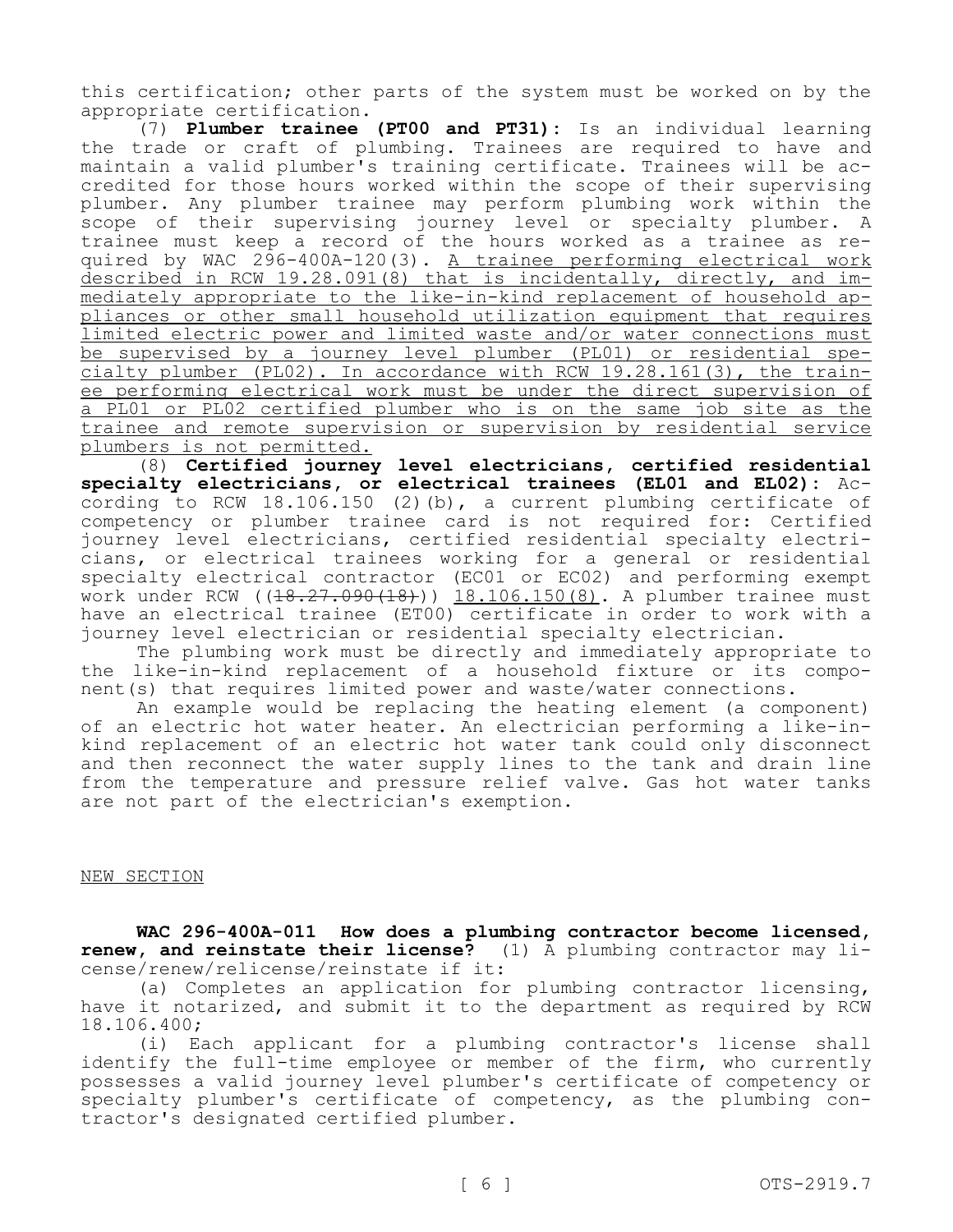this certification; other parts of the system must be worked on by the appropriate certification.

(7) **Plumber trainee (PT00 and PT31):** Is an individual learning the trade or craft of plumbing. Trainees are required to have and maintain a valid plumber's training certificate. Trainees will be accredited for those hours worked within the scope of their supervising plumber. Any plumber trainee may perform plumbing work within the scope of their supervising journey level or specialty plumber. A trainee must keep a record of the hours worked as a trainee as required by WAC 296-400A-120(3). <u>A trainee performing electrical work described in RCW 19.28.091(8) that is incidentally, directly, and immediately appropriate to the like-in-kind replacement of household appliances or other small household utilization equipment that requires limited electric power and limited waste and/or water connections must be supervised by a journey level plumber (PL01) or residential specialty plumber (PL02). In accordance with RCW 19.28.161(3), the trainee performing electrical work must be under the direct supervision of a PL01 or PL02 certified plumber who is on the same job site as the trainee and remote supervision or supervision by residential service plumbers is not permitted.</u>

(8) **Certified journey level electricians, certified residential specialty electricians, or electrical trainees (EL01 and EL02):** According to RCW 18.106.150 (2)(b), a current plumbing certificate of competency or plumber trainee card is not required for: Certified journey level electricians, certified residential specialty electricians, or electrical trainees working for a general or residential specialty electrical contractor (EC01 or EC02) and performing exempt work under RCW ((~~18.27.090(18)~~)) <u>18.106.150(8)</u>. A plumber trainee must have an electrical trainee (ET00) certificate in order to work with a journey level electrician or residential specialty electrician.

The plumbing work must be directly and immediately appropriate to the like-in-kind replacement of a household fixture or its component(s) that requires limited power and waste/water connections.

An example would be replacing the heating element (a component) of an electric hot water heater. An electrician performing a like-in-kind replacement of an electric hot water tank could only disconnect and then reconnect the water supply lines to the tank and drain line from the temperature and pressure relief valve. Gas hot water tanks are not part of the electrician's exemption.

<u>NEW SECTION</u>

**WAC 296-400A-011 How does a plumbing contractor become licensed, renew, and reinstate their license?** (1) A plumbing contractor may license/renew/relicense/reinstate if it:

(a) Completes an application for plumbing contractor licensing, have it notarized, and submit it to the department as required by RCW 18.106.400;

(i) Each applicant for a plumbing contractor's license shall identify the full-time employee or member of the firm, who currently possesses a valid journey level plumber's certificate of competency or specialty plumber's certificate of competency, as the plumbing contractor's designated certified plumber.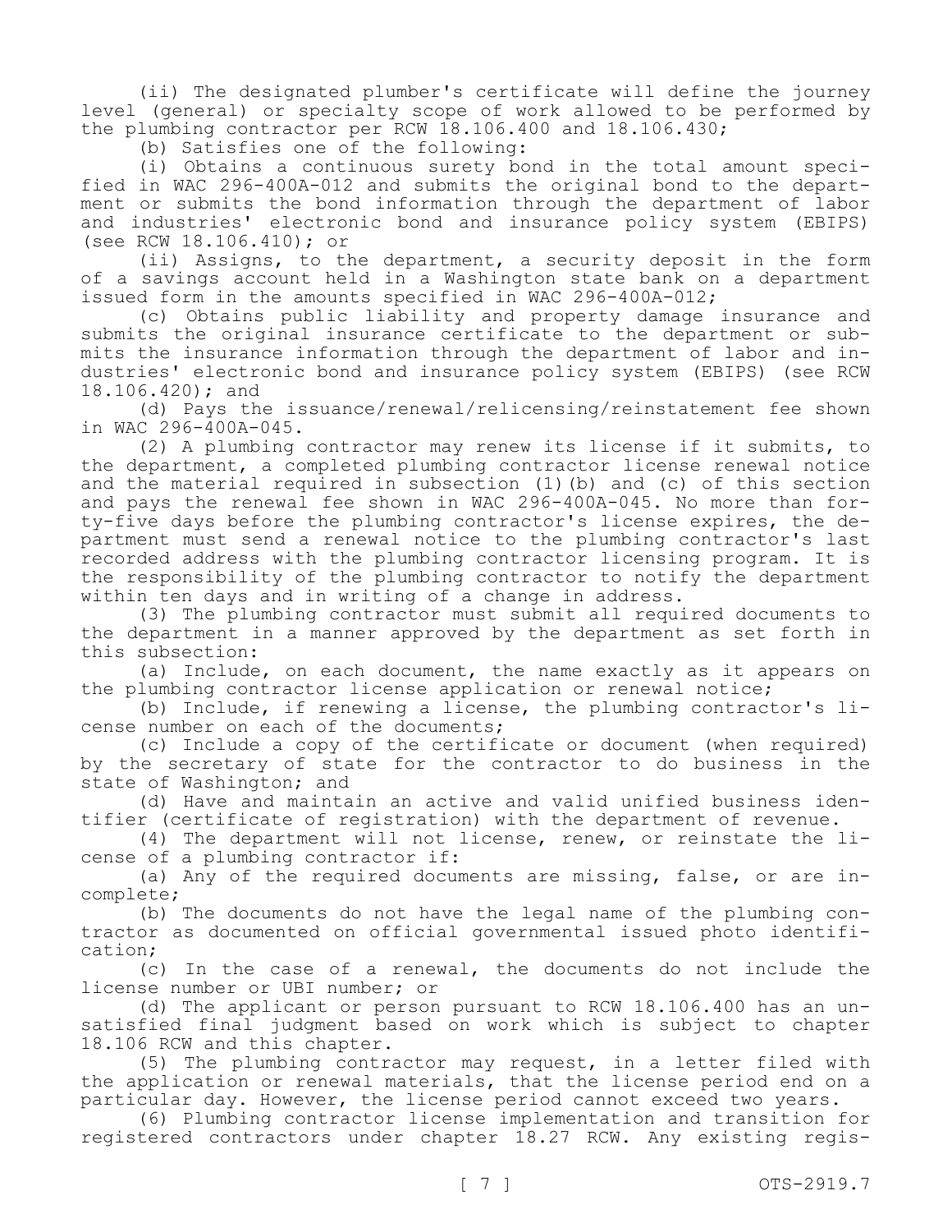(ii) The designated plumber's certificate will define the journey level (general) or specialty scope of work allowed to be performed by the plumbing contractor per RCW 18.106.400 and 18.106.430;

(b) Satisfies one of the following:

(i) Obtains a continuous surety bond in the total amount specified in WAC 296-400A-012 and submits the original bond to the department or submits the bond information through the department of labor and industries' electronic bond and insurance policy system (EBIPS) (see RCW 18.106.410); or

(ii) Assigns, to the department, a security deposit in the form of a savings account held in a Washington state bank on a department issued form in the amounts specified in WAC 296-400A-012;

(c) Obtains public liability and property damage insurance and submits the original insurance certificate to the department or submits the insurance information through the department of labor and industries' electronic bond and insurance policy system (EBIPS) (see RCW 18.106.420); and

(d) Pays the issuance/renewal/relicensing/reinstatement fee shown in WAC 296-400A-045.

(2) A plumbing contractor may renew its license if it submits, to the department, a completed plumbing contractor license renewal notice and the material required in subsection (1)(b) and (c) of this section and pays the renewal fee shown in WAC 296-400A-045. No more than forty-five days before the plumbing contractor's license expires, the department must send a renewal notice to the plumbing contractor's last recorded address with the plumbing contractor licensing program. It is the responsibility of the plumbing contractor to notify the department within ten days and in writing of a change in address.

(3) The plumbing contractor must submit all required documents to the department in a manner approved by the department as set forth in this subsection:

(a) Include, on each document, the name exactly as it appears on the plumbing contractor license application or renewal notice;

(b) Include, if renewing a license, the plumbing contractor's license number on each of the documents;

(c) Include a copy of the certificate or document (when required) by the secretary of state for the contractor to do business in the state of Washington; and

(d) Have and maintain an active and valid unified business identifier (certificate of registration) with the department of revenue.

(4) The department will not license, renew, or reinstate the license of a plumbing contractor if:

(a) Any of the required documents are missing, false, or are incomplete;

(b) The documents do not have the legal name of the plumbing contractor as documented on official governmental issued photo identification;

(c) In the case of a renewal, the documents do not include the license number or UBI number; or

(d) The applicant or person pursuant to RCW 18.106.400 has an unsatisfied final judgment based on work which is subject to chapter 18.106 RCW and this chapter.

(5) The plumbing contractor may request, in a letter filed with the application or renewal materials, that the license period end on a particular day. However, the license period cannot exceed two years.

(6) Plumbing contractor license implementation and transition for registered contractors under chapter 18.27 RCW. Any existing regis-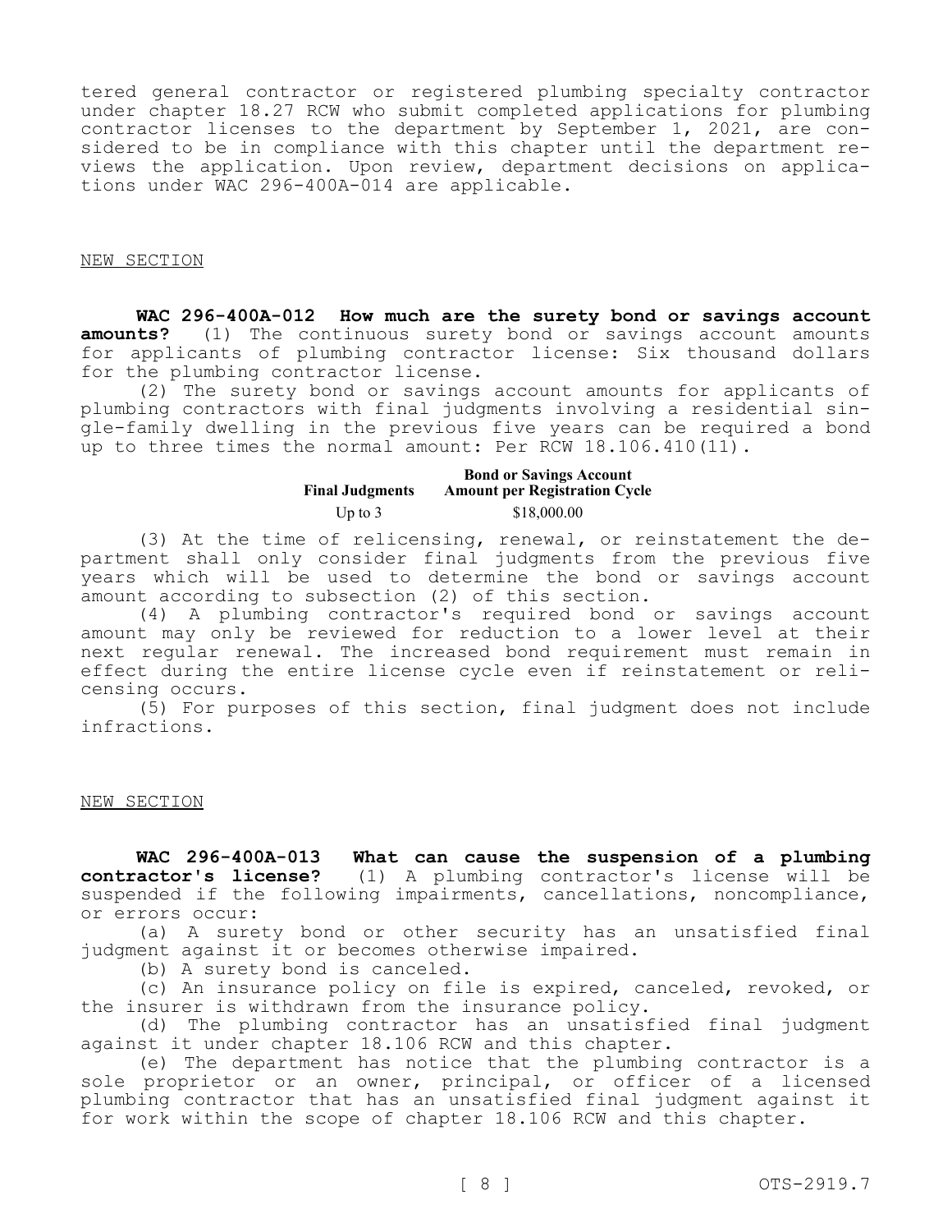tered general contractor or registered plumbing specialty contractor under chapter 18.27 RCW who submit completed applications for plumbing contractor licenses to the department by September 1, 2021, are considered to be in compliance with this chapter until the department reviews the application. Upon review, department decisions on applications under WAC 296-400A-014 are applicable.

NEW SECTION

**WAC 296-400A-012 How much are the surety bond or savings account amounts?** (1) The continuous surety bond or savings account amounts for applicants of plumbing contractor license: Six thousand dollars for the plumbing contractor license.

(2) The surety bond or savings account amounts for applicants of plumbing contractors with final judgments involving a residential single-family dwelling in the previous five years can be required a bond up to three times the normal amount: Per RCW 18.106.410(11).

| Final Judgments | Bond or Savings Account Amount per Registration Cycle |
|---|---|
| Up to 3 | $18,000.00 |

(3) At the time of relicensing, renewal, or reinstatement the department shall only consider final judgments from the previous five years which will be used to determine the bond or savings account amount according to subsection (2) of this section.

(4) A plumbing contractor's required bond or savings account amount may only be reviewed for reduction to a lower level at their next regular renewal. The increased bond requirement must remain in effect during the entire license cycle even if reinstatement or relicensing occurs.

(5) For purposes of this section, final judgment does not include infractions.

NEW SECTION

**WAC 296-400A-013 What can cause the suspension of a plumbing contractor's license?** (1) A plumbing contractor's license will be suspended if the following impairments, cancellations, noncompliance, or errors occur:

(a) A surety bond or other security has an unsatisfied final judgment against it or becomes otherwise impaired.

(b) A surety bond is canceled.

(c) An insurance policy on file is expired, canceled, revoked, or the insurer is withdrawn from the insurance policy.

(d) The plumbing contractor has an unsatisfied final judgment against it under chapter 18.106 RCW and this chapter.

(e) The department has notice that the plumbing contractor is a sole proprietor or an owner, principal, or officer of a licensed plumbing contractor that has an unsatisfied final judgment against it for work within the scope of chapter 18.106 RCW and this chapter.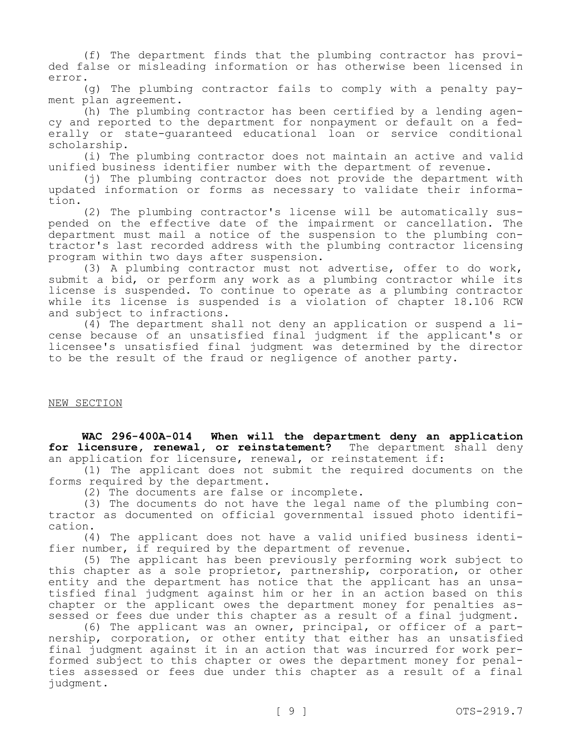(f) The department finds that the plumbing contractor has provided false or misleading information or has otherwise been licensed in error.

(g) The plumbing contractor fails to comply with a penalty payment plan agreement.

(h) The plumbing contractor has been certified by a lending agency and reported to the department for nonpayment or default on a federally or state-guaranteed educational loan or service conditional scholarship.

(i) The plumbing contractor does not maintain an active and valid unified business identifier number with the department of revenue.

(j) The plumbing contractor does not provide the department with updated information or forms as necessary to validate their information.

(2) The plumbing contractor's license will be automatically suspended on the effective date of the impairment or cancellation. The department must mail a notice of the suspension to the plumbing contractor's last recorded address with the plumbing contractor licensing program within two days after suspension.

(3) A plumbing contractor must not advertise, offer to do work, submit a bid, or perform any work as a plumbing contractor while its license is suspended. To continue to operate as a plumbing contractor while its license is suspended is a violation of chapter 18.106 RCW and subject to infractions.

(4) The department shall not deny an application or suspend a license because of an unsatisfied final judgment if the applicant's or licensee's unsatisfied final judgment was determined by the director to be the result of the fraud or negligence of another party.

NEW SECTION

**WAC 296-400A-014 When will the department deny an application for licensure, renewal, or reinstatement?** The department shall deny an application for licensure, renewal, or reinstatement if:

(1) The applicant does not submit the required documents on the forms required by the department.

(2) The documents are false or incomplete.

(3) The documents do not have the legal name of the plumbing contractor as documented on official governmental issued photo identification.

(4) The applicant does not have a valid unified business identifier number, if required by the department of revenue.

(5) The applicant has been previously performing work subject to this chapter as a sole proprietor, partnership, corporation, or other entity and the department has notice that the applicant has an unsatisfied final judgment against him or her in an action based on this chapter or the applicant owes the department money for penalties assessed or fees due under this chapter as a result of a final judgment.

(6) The applicant was an owner, principal, or officer of a partnership, corporation, or other entity that either has an unsatisfied final judgment against it in an action that was incurred for work performed subject to this chapter or owes the department money for penalties assessed or fees due under this chapter as a result of a final judgment.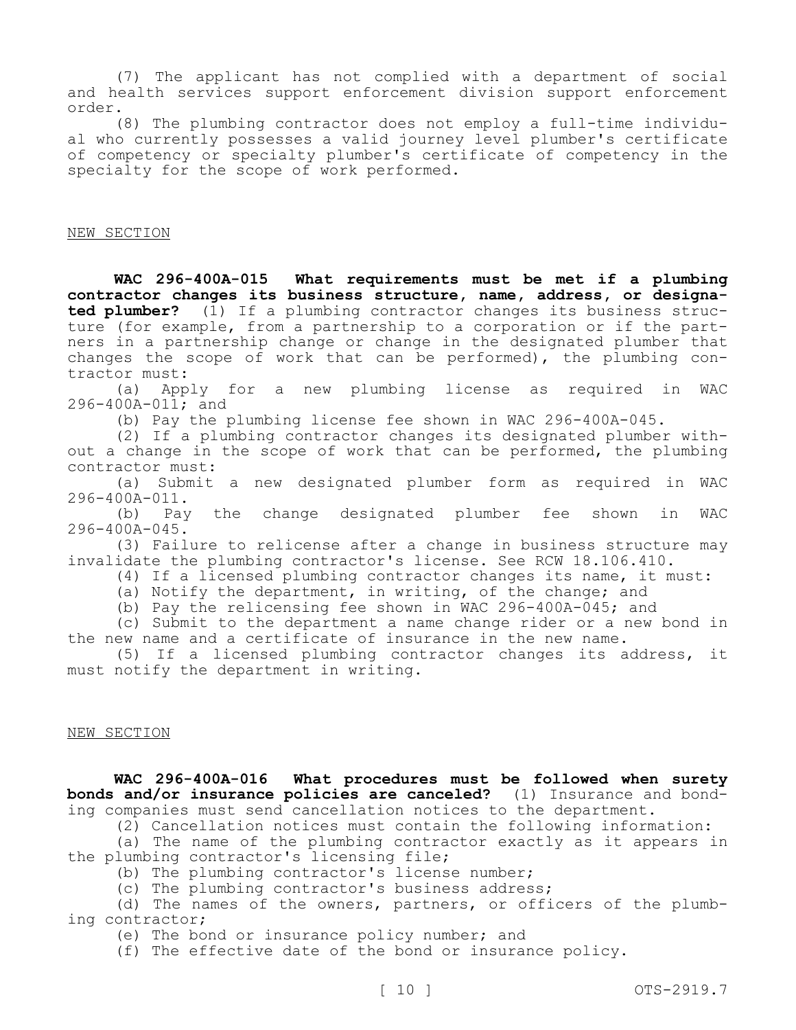(7) The applicant has not complied with a department of social and health services support enforcement division support enforcement order.

(8) The plumbing contractor does not employ a full-time individual who currently possesses a valid journey level plumber's certificate of competency or specialty plumber's certificate of competency in the specialty for the scope of work performed.

NEW SECTION

**WAC 296-400A-015 What requirements must be met if a plumbing contractor changes its business structure, name, address, or designated plumber?** (1) If a plumbing contractor changes its business structure (for example, from a partnership to a corporation or if the partners in a partnership change or change in the designated plumber that changes the scope of work that can be performed), the plumbing contractor must:

(a) Apply for a new plumbing license as required in WAC 296-400A-011; and

(b) Pay the plumbing license fee shown in WAC 296-400A-045.

(2) If a plumbing contractor changes its designated plumber without a change in the scope of work that can be performed, the plumbing contractor must:

(a) Submit a new designated plumber form as required in WAC 296-400A-011.

(b) Pay the change designated plumber fee shown in WAC 296-400A-045.

(3) Failure to relicense after a change in business structure may invalidate the plumbing contractor's license. See RCW 18.106.410.

(4) If a licensed plumbing contractor changes its name, it must:

(a) Notify the department, in writing, of the change; and

(b) Pay the relicensing fee shown in WAC 296-400A-045; and

(c) Submit to the department a name change rider or a new bond in the new name and a certificate of insurance in the new name.

(5) If a licensed plumbing contractor changes its address, it must notify the department in writing.

NEW SECTION

**WAC 296-400A-016 What procedures must be followed when surety bonds and/or insurance policies are canceled?** (1) Insurance and bonding companies must send cancellation notices to the department.

(2) Cancellation notices must contain the following information:

(a) The name of the plumbing contractor exactly as it appears in the plumbing contractor's licensing file;

(b) The plumbing contractor's license number;

(c) The plumbing contractor's business address;

(d) The names of the owners, partners, or officers of the plumbing contractor;

(e) The bond or insurance policy number; and

(f) The effective date of the bond or insurance policy.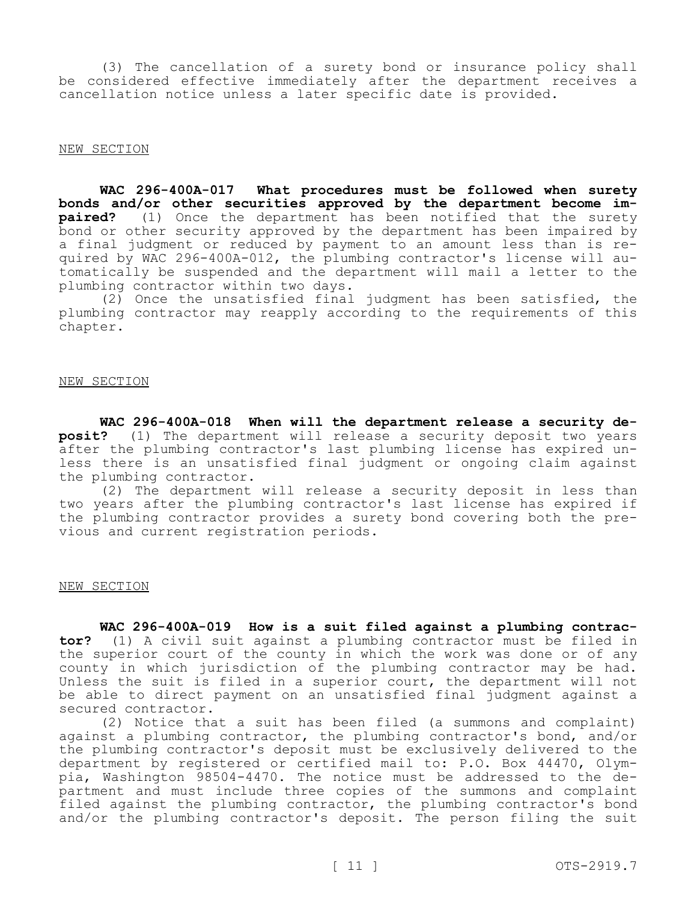(3) The cancellation of a surety bond or insurance policy shall be considered effective immediately after the department receives a cancellation notice unless a later specific date is provided.

NEW SECTION

**WAC 296-400A-017 What procedures must be followed when surety bonds and/or other securities approved by the department become impaired?** (1) Once the department has been notified that the surety bond or other security approved by the department has been impaired by a final judgment or reduced by payment to an amount less than is required by WAC 296-400A-012, the plumbing contractor's license will automatically be suspended and the department will mail a letter to the plumbing contractor within two days.

(2) Once the unsatisfied final judgment has been satisfied, the plumbing contractor may reapply according to the requirements of this chapter.

NEW SECTION

**WAC 296-400A-018 When will the department release a security deposit?** (1) The department will release a security deposit two years after the plumbing contractor's last plumbing license has expired unless there is an unsatisfied final judgment or ongoing claim against the plumbing contractor.

(2) The department will release a security deposit in less than two years after the plumbing contractor's last license has expired if the plumbing contractor provides a surety bond covering both the previous and current registration periods.

NEW SECTION

**WAC 296-400A-019 How is a suit filed against a plumbing contractor?** (1) A civil suit against a plumbing contractor must be filed in the superior court of the county in which the work was done or of any county in which jurisdiction of the plumbing contractor may be had. Unless the suit is filed in a superior court, the department will not be able to direct payment on an unsatisfied final judgment against a secured contractor.

(2) Notice that a suit has been filed (a summons and complaint) against a plumbing contractor, the plumbing contractor's bond, and/or the plumbing contractor's deposit must be exclusively delivered to the department by registered or certified mail to: P.O. Box 44470, Olympia, Washington 98504-4470. The notice must be addressed to the department and must include three copies of the summons and complaint filed against the plumbing contractor, the plumbing contractor's bond and/or the plumbing contractor's deposit. The person filing the suit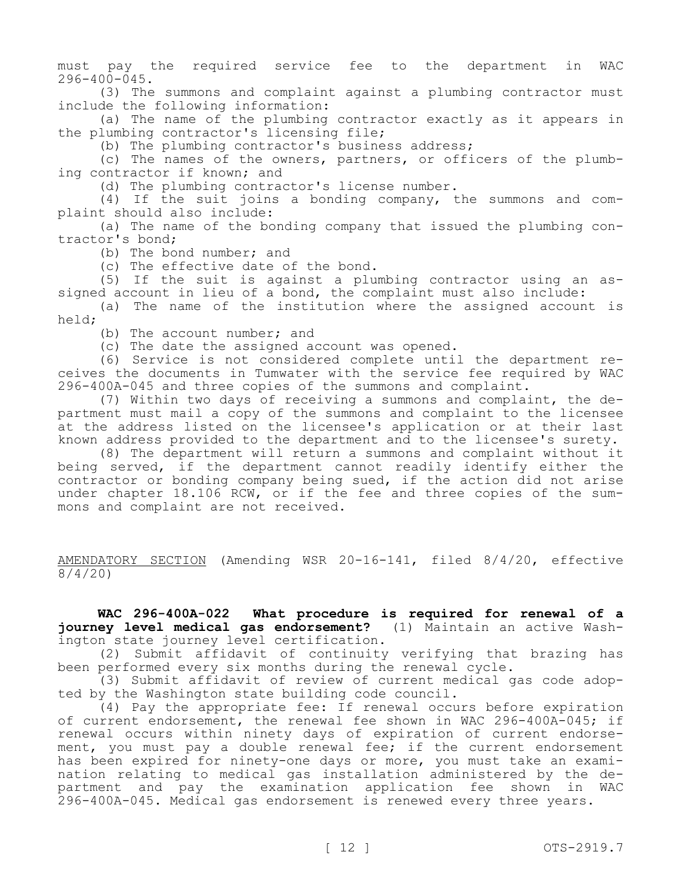must pay the required service fee to the department in WAC 296-400-045.

(3) The summons and complaint against a plumbing contractor must include the following information:

(a) The name of the plumbing contractor exactly as it appears in the plumbing contractor's licensing file;

(b) The plumbing contractor's business address;

(c) The names of the owners, partners, or officers of the plumbing contractor if known; and

(d) The plumbing contractor's license number.

(4) If the suit joins a bonding company, the summons and complaint should also include:

(a) The name of the bonding company that issued the plumbing contractor's bond;

(b) The bond number; and

(c) The effective date of the bond.

(5) If the suit is against a plumbing contractor using an assigned account in lieu of a bond, the complaint must also include:

(a) The name of the institution where the assigned account is held;

(b) The account number; and

(c) The date the assigned account was opened.

(6) Service is not considered complete until the department receives the documents in Tumwater with the service fee required by WAC 296-400A-045 and three copies of the summons and complaint.

(7) Within two days of receiving a summons and complaint, the department must mail a copy of the summons and complaint to the licensee at the address listed on the licensee's application or at their last known address provided to the department and to the licensee's surety.

(8) The department will return a summons and complaint without it being served, if the department cannot readily identify either the contractor or bonding company being sued, if the action did not arise under chapter 18.106 RCW, or if the fee and three copies of the summons and complaint are not received.

AMENDATORY SECTION (Amending WSR 20-16-141, filed 8/4/20, effective 8/4/20)

**WAC 296-400A-022 What procedure is required for renewal of a journey level medical gas endorsement?** (1) Maintain an active Washington state journey level certification.

(2) Submit affidavit of continuity verifying that brazing has been performed every six months during the renewal cycle.

(3) Submit affidavit of review of current medical gas code adopted by the Washington state building code council.

(4) Pay the appropriate fee: If renewal occurs before expiration of current endorsement, the renewal fee shown in WAC 296-400A-045; if renewal occurs within ninety days of expiration of current endorsement, you must pay a double renewal fee; if the current endorsement has been expired for ninety-one days or more, you must take an examination relating to medical gas installation administered by the department and pay the examination application fee shown in WAC 296-400A-045. Medical gas endorsement is renewed every three years.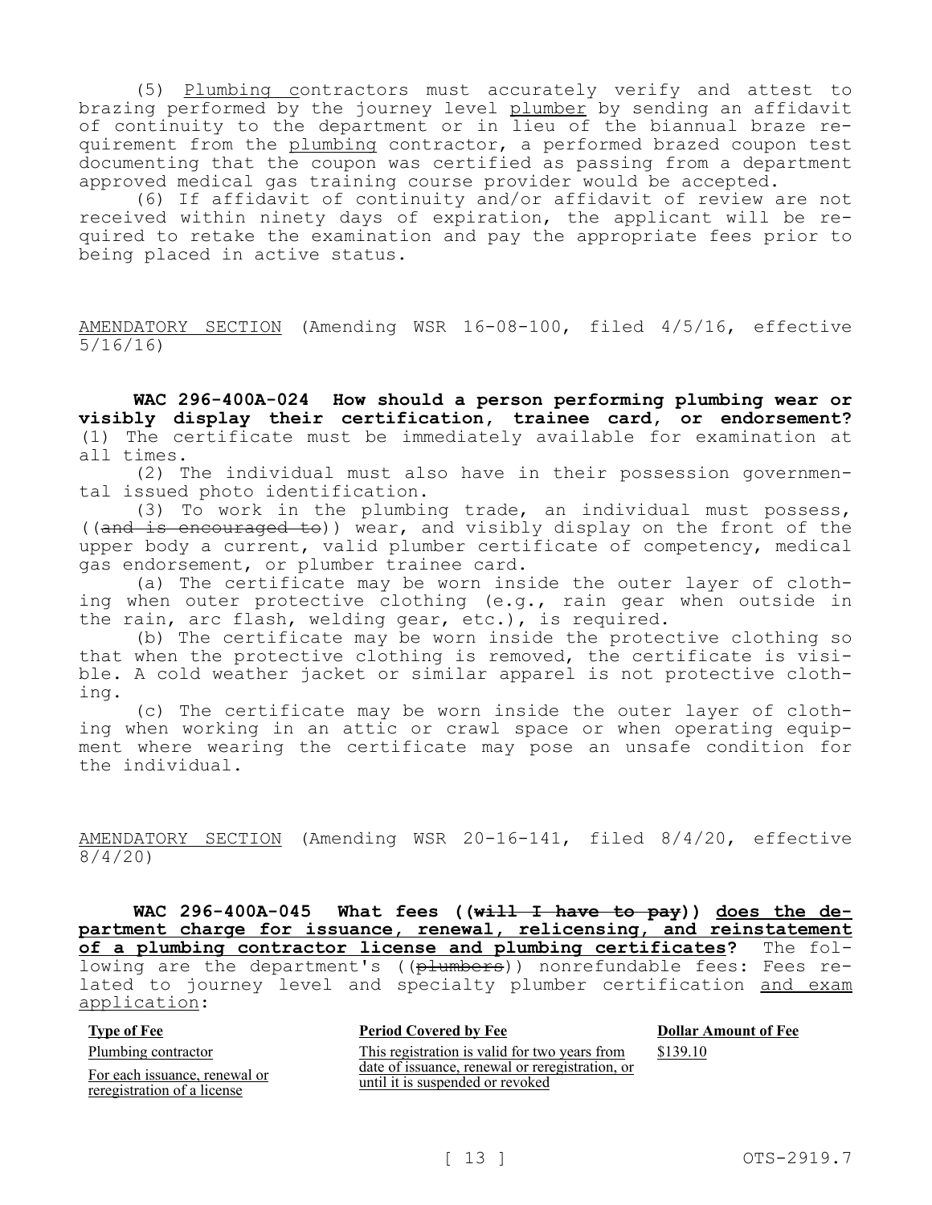(5) Plumbing contractors must accurately verify and attest to brazing performed by the journey level plumber by sending an affidavit of continuity to the department or in lieu of the biannual braze requirement from the plumbing contractor, a performed brazed coupon test documenting that the coupon was certified as passing from a department approved medical gas training course provider would be accepted.

(6) If affidavit of continuity and/or affidavit of review are not received within ninety days of expiration, the applicant will be required to retake the examination and pay the appropriate fees prior to being placed in active status.

AMENDATORY SECTION (Amending WSR 16-08-100, filed 4/5/16, effective 5/16/16)

**WAC 296-400A-024 How should a person performing plumbing wear or visibly display their certification, trainee card, or endorsement?** (1) The certificate must be immediately available for examination at all times.

(2) The individual must also have in their possession governmental issued photo identification.

(3) To work in the plumbing trade, an individual must possess, ((~~and is encouraged to~~)) wear, and visibly display on the front of the upper body a current, valid plumber certificate of competency, medical gas endorsement, or plumber trainee card.

(a) The certificate may be worn inside the outer layer of clothing when outer protective clothing (e.g., rain gear when outside in the rain, arc flash, welding gear, etc.), is required.

(b) The certificate may be worn inside the protective clothing so that when the protective clothing is removed, the certificate is visible. A cold weather jacket or similar apparel is not protective clothing.

(c) The certificate may be worn inside the outer layer of clothing when working in an attic or crawl space or when operating equipment where wearing the certificate may pose an unsafe condition for the individual.

AMENDATORY SECTION (Amending WSR 20-16-141, filed 8/4/20, effective 8/4/20)

**WAC 296-400A-045 What fees ((~~will I have to pay~~)) does the department charge for issuance, renewal, relicensing, and reinstatement of a plumbing contractor license and plumbing certificates?** The following are the department's ((~~plumbers~~)) nonrefundable fees: Fees related to journey level and specialty plumber certification and exam application:

| Type of Fee | Period Covered by Fee | Dollar Amount of Fee |
|---|---|---|
| Plumbing contractor<br>For each issuance, renewal or reregistration of a license | This registration is valid for two years from date of issuance, renewal or reregistration, or until it is suspended or revoked | $139.10 |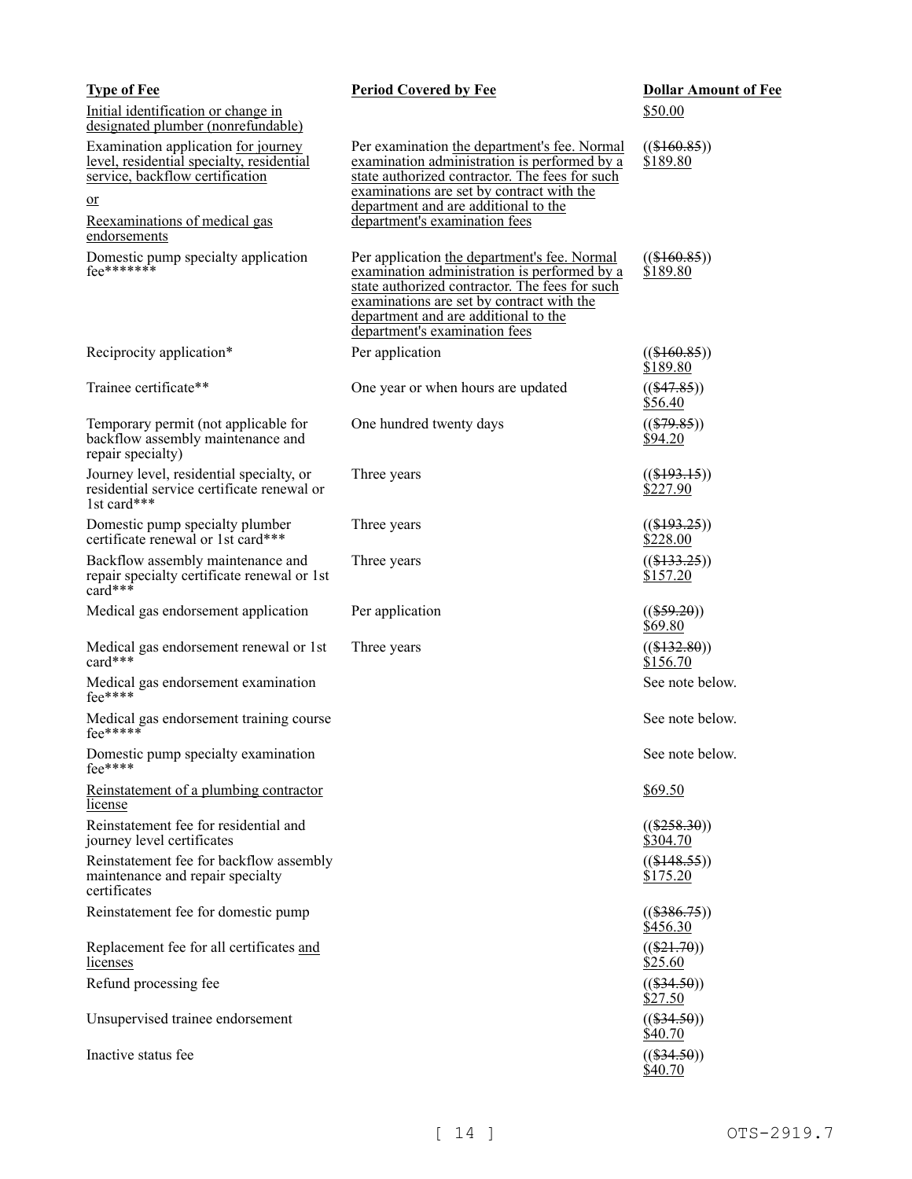| Type of Fee | Period Covered by Fee | Dollar Amount of Fee |
|---|---|---|
| Initial identification or change in designated plumber (nonrefundable) | | $50.00 |
| Examination application for journey level, residential specialty, residential service, backflow certification or Reexaminations of medical gas endorsements | Per examination the department's fee. Normal examination administration is performed by a state authorized contractor. The fees for such examinations are set by contract with the department and are additional to the department's examination fees | (($160.85)) $189.80 |
| Domestic pump specialty application fee******* | Per application the department's fee. Normal examination administration is performed by a state authorized contractor. The fees for such examinations are set by contract with the department and are additional to the department's examination fees | (($160.85)) $189.80 |
| Reciprocity application* | Per application | (($160.85)) $189.80 |
| Trainee certificate** | One year or when hours are updated | (($47.85)) $56.40 |
| Temporary permit (not applicable for backflow assembly maintenance and repair specialty) | One hundred twenty days | (($79.85)) $94.20 |
| Journey level, residential specialty, or residential service certificate renewal or 1st card*** | Three years | (($193.15)) $227.90 |
| Domestic pump specialty plumber certificate renewal or 1st card*** | Three years | (($193.25)) $228.00 |
| Backflow assembly maintenance and repair specialty certificate renewal or 1st card*** | Three years | (($133.25)) $157.20 |
| Medical gas endorsement application | Per application | (($59.20)) $69.80 |
| Medical gas endorsement renewal or 1st card*** | Three years | (($132.80)) $156.70 |
| Medical gas endorsement examination fee**** | | See note below. |
| Medical gas endorsement training course fee***** | | See note below. |
| Domestic pump specialty examination fee**** | | See note below. |
| Reinstatement of a plumbing contractor license | | $69.50 |
| Reinstatement fee for residential and journey level certificates | | (($258.30)) $304.70 |
| Reinstatement fee for backflow assembly maintenance and repair specialty certificates | | (($148.55)) $175.20 |
| Reinstatement fee for domestic pump | | (($386.75)) $456.30 |
| Replacement fee for all certificates and licenses | | (($21.70)) $25.60 |
| Refund processing fee | | (($34.50)) $27.50 |
| Unsupervised trainee endorsement | | (($34.50)) $40.70 |
| Inactive status fee | | (($34.50)) $40.70 |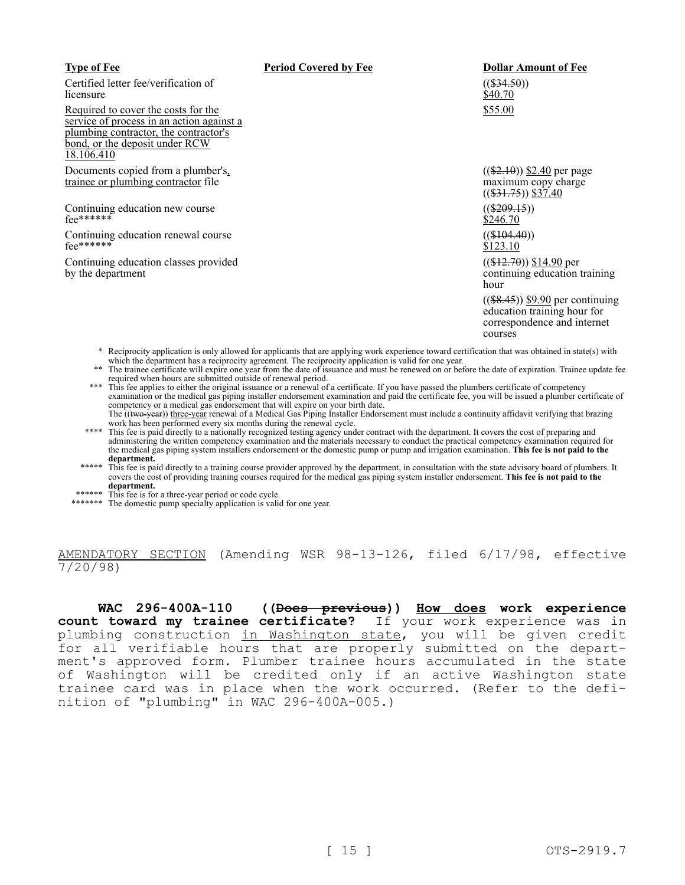| Type of Fee | Period Covered by Fee | Dollar Amount of Fee |
|---|---|---|
| Certified letter fee/verification of licensure | | (($34.50)) $40.70 |
| Required to cover the costs for the service of process in an action against a plumbing contractor, the contractor's bond, or the deposit under RCW 18.106.410 | | $55.00 |
| Documents copied from a plumber's, trainee or plumbing contractor file | | (($2.10)) $2.40 per page maximum copy charge (($31.75)) $37.40 |
| Continuing education new course fee****** | | (($209.15)) $246.70 |
| Continuing education renewal course fee****** | | (($104.40)) $123.10 |
| Continuing education classes provided by the department | | (($12.70)) $14.90 per continuing education training hour<br>(($8.45)) $9.90 per continuing education training hour for correspondence and internet courses |

\* Reciprocity application is only allowed for applicants that are applying work experience toward certification that was obtained in state(s) with which the department has a reciprocity agreement. The reciprocity application is valid for one year.

\** The trainee certificate will expire one year from the date of issuance and must be renewed on or before the date of expiration. Trainee update fee required when hours are submitted outside of renewal period.

\*** This fee applies to either the original issuance or a renewal of a certificate. If you have passed the plumbers certificate of competency examination or the medical gas piping installer endorsement examination and paid the certificate fee, you will be issued a plumber certificate of competency or a medical gas endorsement that will expire on your birth date.
The ((two-year)) three-year renewal of a Medical Gas Piping Installer Endorsement must include a continuity affidavit verifying that brazing work has been performed every six months during the renewal cycle.

\**** This fee is paid directly to a nationally recognized testing agency under contract with the department. It covers the cost of preparing and administering the written competency examination and the materials necessary to conduct the practical competency examination required for the medical gas piping system installers endorsement or the domestic pump or pump and irrigation examination. **This fee is not paid to the department.**

\***** This fee is paid directly to a training course provider approved by the department, in consultation with the state advisory board of plumbers. It covers the cost of providing training courses required for the medical gas piping system installer endorsement. **This fee is not paid to the department.**

\****** This fee is for a three-year period or code cycle.

\******* The domestic pump specialty application is valid for one year.

AMENDATORY SECTION (Amending WSR 98-13-126, filed 6/17/98, effective 7/20/98)

**WAC 296-400A-110 ((Does previous)) How does work experience count toward my trainee certificate?** If your work experience was in plumbing construction in Washington state, you will be given credit for all verifiable hours that are properly submitted on the department's approved form. Plumber trainee hours accumulated in the state of Washington will be credited only if an active Washington state trainee card was in place when the work occurred. (Refer to the definition of "plumbing" in WAC 296-400A-005.)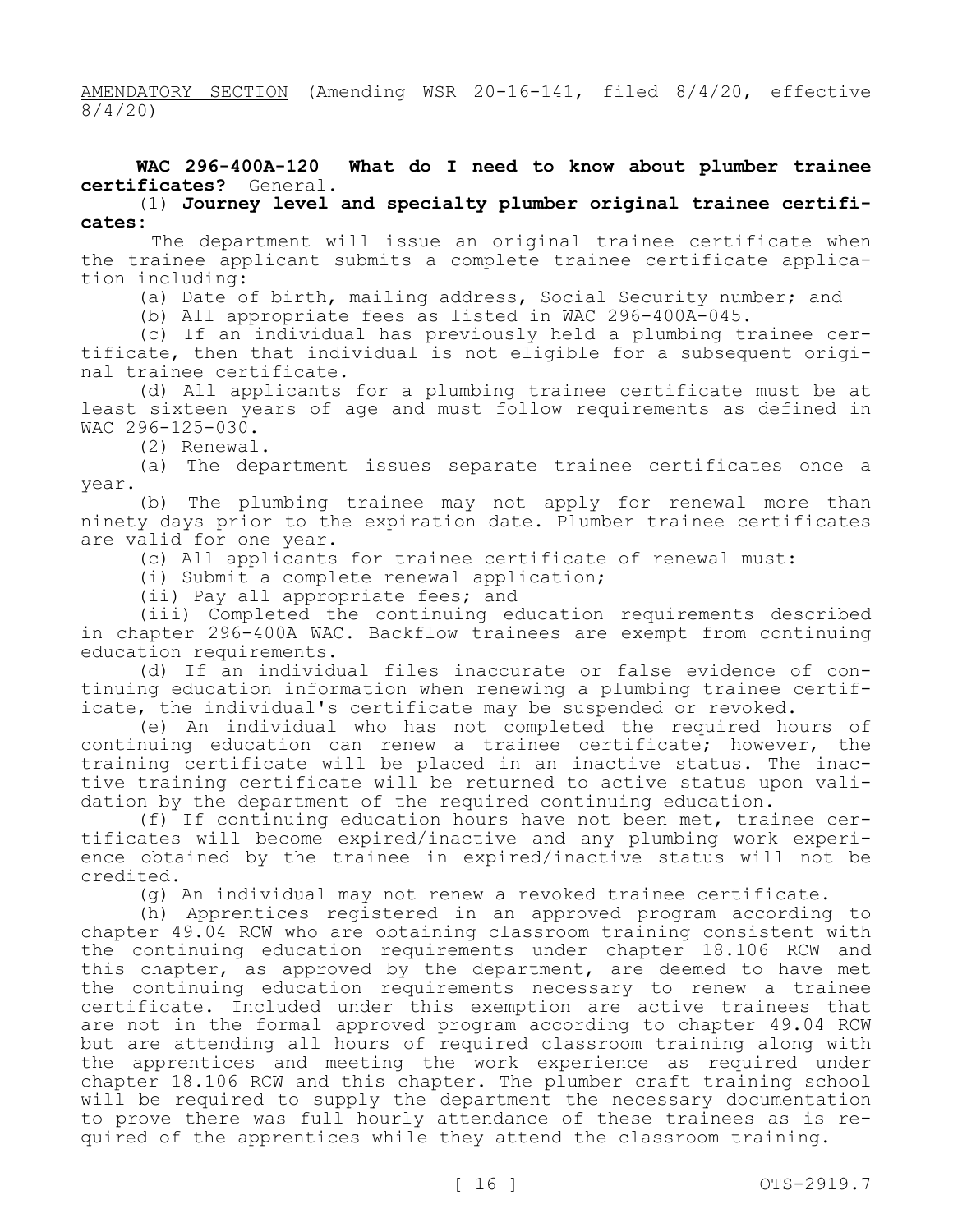<u>AMENDATORY SECTION</u> (Amending WSR 20-16-141, filed 8/4/20, effective 8/4/20)

**WAC 296-400A-120 What do I need to know about plumber trainee certificates?** General.

(1) **Journey level and specialty plumber original trainee certificates**:

The department will issue an original trainee certificate when the trainee applicant submits a complete trainee certificate application including:

(a) Date of birth, mailing address, Social Security number; and

(b) All appropriate fees as listed in WAC 296-400A-045.

(c) If an individual has previously held a plumbing trainee certificate, then that individual is not eligible for a subsequent original trainee certificate.

(d) All applicants for a plumbing trainee certificate must be at least sixteen years of age and must follow requirements as defined in WAC 296-125-030.

(2) Renewal.

(a) The department issues separate trainee certificates once a year.

(b) The plumbing trainee may not apply for renewal more than ninety days prior to the expiration date. Plumber trainee certificates are valid for one year.

(c) All applicants for trainee certificate of renewal must:

(i) Submit a complete renewal application;

(ii) Pay all appropriate fees; and

(iii) Completed the continuing education requirements described in chapter 296-400A WAC. Backflow trainees are exempt from continuing education requirements.

(d) If an individual files inaccurate or false evidence of continuing education information when renewing a plumbing trainee certificate, the individual's certificate may be suspended or revoked.

(e) An individual who has not completed the required hours of continuing education can renew a trainee certificate; however, the training certificate will be placed in an inactive status. The inactive training certificate will be returned to active status upon validation by the department of the required continuing education.

(f) If continuing education hours have not been met, trainee certificates will become expired/inactive and any plumbing work experience obtained by the trainee in expired/inactive status will not be credited.

(g) An individual may not renew a revoked trainee certificate.

(h) Apprentices registered in an approved program according to chapter 49.04 RCW who are obtaining classroom training consistent with the continuing education requirements under chapter 18.106 RCW and this chapter, as approved by the department, are deemed to have met the continuing education requirements necessary to renew a trainee certificate. Included under this exemption are active trainees that are not in the formal approved program according to chapter 49.04 RCW but are attending all hours of required classroom training along with the apprentices and meeting the work experience as required under chapter 18.106 RCW and this chapter. The plumber craft training school will be required to supply the department the necessary documentation to prove there was full hourly attendance of these trainees as is required of the apprentices while they attend the classroom training.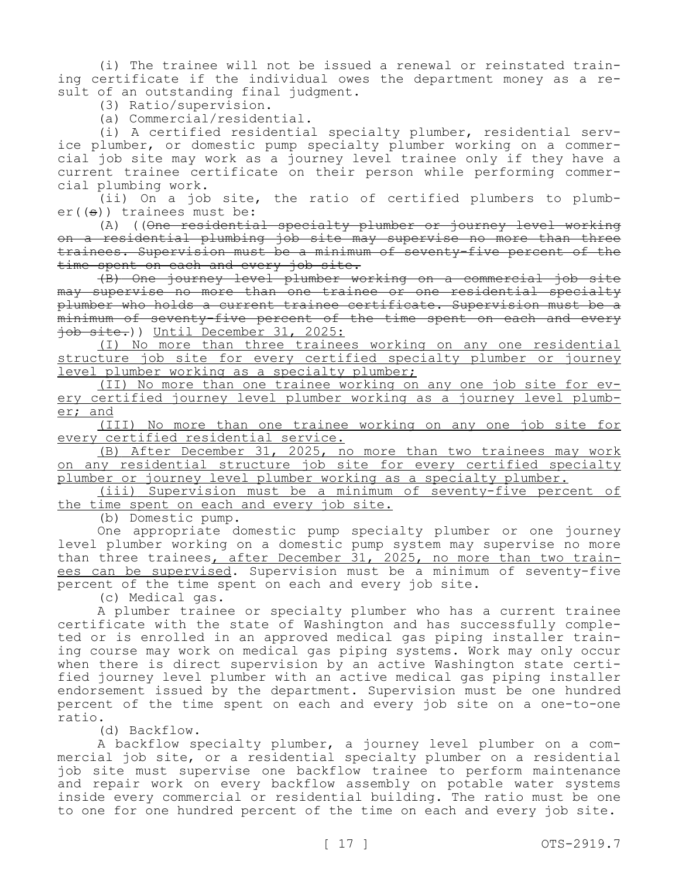(i) The trainee will not be issued a renewal or reinstated training certificate if the individual owes the department money as a result of an outstanding final judgment.

(3) Ratio/supervision.

(a) Commercial/residential.

(i) A certified residential specialty plumber, residential service plumber, or domestic pump specialty plumber working on a commercial job site may work as a journey level trainee only if they have a current trainee certificate on their person while performing commercial plumbing work.

(ii) On a job site, the ratio of certified plumbers to plumber((~~s~~)) trainees must be:

(A) ((~~One residential specialty plumber or journey level working on a residential plumbing job site may supervise no more than three trainees. Supervision must be a minimum of seventy-five percent of the time spent on each and every job site.~~

~~(B) One journey level plumber working on a commercial job site may supervise no more than one trainee or one residential specialty plumber who holds a current trainee certificate. Supervision must be a minimum of seventy-five percent of the time spent on each and every job site.~~)) <u>Until December 31, 2025:</u>

<u>(I) No more than three trainees working on any one residential structure job site for every certified specialty plumber or journey level plumber working as a specialty plumber;</u>

<u>(II) No more than one trainee working on any one job site for every certified journey level plumber working as a journey level plumber; and</u>

<u>(III) No more than one trainee working on any one job site for every certified residential service.</u>

<u>(B) After December 31, 2025, no more than two trainees may work on any residential structure job site for every certified specialty plumber or journey level plumber working as a specialty plumber.</u>

<u>(iii) Supervision must be a minimum of seventy-five percent of the time spent on each and every job site.</u>

(b) Domestic pump.

One appropriate domestic pump specialty plumber or one journey level plumber working on a domestic pump system may supervise no more than three trainees<u>, after December 31, 2025, no more than two trainees can be supervised</u>. Supervision must be a minimum of seventy-five percent of the time spent on each and every job site.

(c) Medical gas.

A plumber trainee or specialty plumber who has a current trainee certificate with the state of Washington and has successfully completed or is enrolled in an approved medical gas piping installer training course may work on medical gas piping systems. Work may only occur when there is direct supervision by an active Washington state certified journey level plumber with an active medical gas piping installer endorsement issued by the department. Supervision must be one hundred percent of the time spent on each and every job site on a one-to-one ratio.

(d) Backflow.

A backflow specialty plumber, a journey level plumber on a commercial job site, or a residential specialty plumber on a residential job site must supervise one backflow trainee to perform maintenance and repair work on every backflow assembly on potable water systems inside every commercial or residential building. The ratio must be one to one for one hundred percent of the time on each and every job site.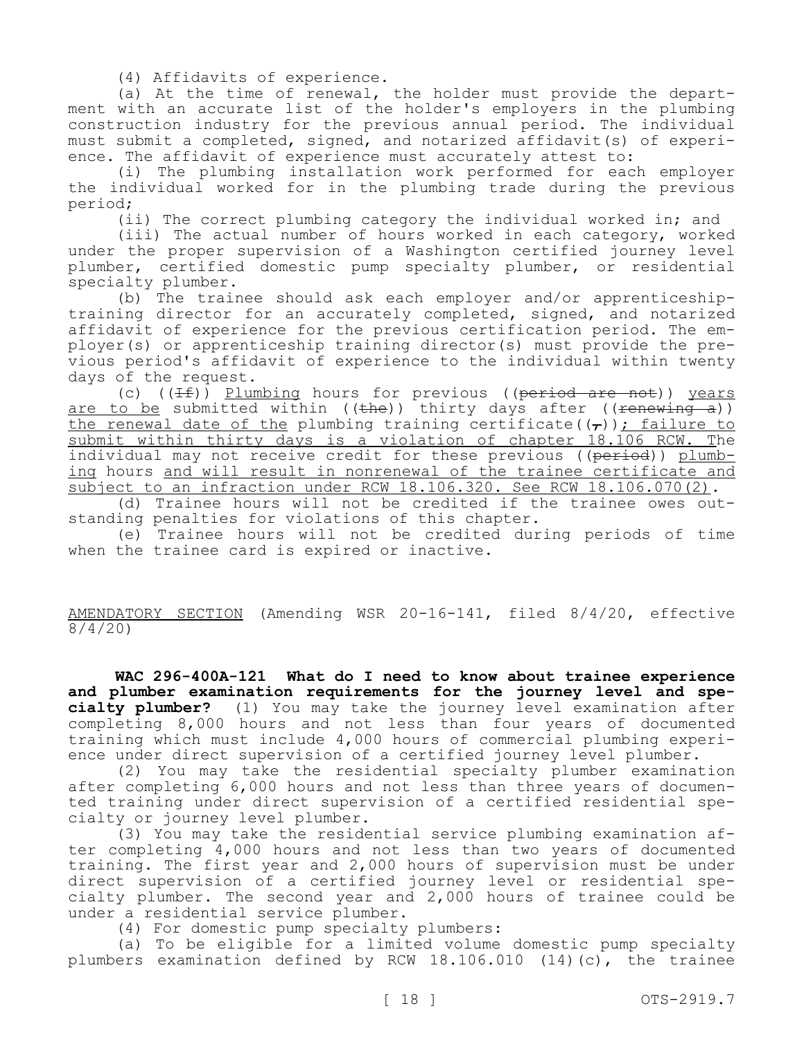(4) Affidavits of experience.

(a) At the time of renewal, the holder must provide the department with an accurate list of the holder's employers in the plumbing construction industry for the previous annual period. The individual must submit a completed, signed, and notarized affidavit(s) of experience. The affidavit of experience must accurately attest to:

(i) The plumbing installation work performed for each employer the individual worked for in the plumbing trade during the previous period;

(ii) The correct plumbing category the individual worked in; and

(iii) The actual number of hours worked in each category, worked under the proper supervision of a Washington certified journey level plumber, certified domestic pump specialty plumber, or residential specialty plumber.

(b) The trainee should ask each employer and/or apprenticeship-training director for an accurately completed, signed, and notarized affidavit of experience for the previous certification period. The employer(s) or apprenticeship training director(s) must provide the previous period's affidavit of experience to the individual within twenty days of the request.

(c) ((~~If~~)) Plumbing hours for previous ((~~period are not~~)) years are to be submitted within ((~~the~~)) thirty days after ((~~renewing a~~)) the renewal date of the plumbing training certificate((~~,~~)); failure to submit within thirty days is a violation of chapter 18.106 RCW. The individual may not receive credit for these previous ((~~period~~)) plumbing hours and will result in nonrenewal of the trainee certificate and subject to an infraction under RCW 18.106.320. See RCW 18.106.070(2).

(d) Trainee hours will not be credited if the trainee owes outstanding penalties for violations of this chapter.

(e) Trainee hours will not be credited during periods of time when the trainee card is expired or inactive.

AMENDATORY SECTION (Amending WSR 20-16-141, filed 8/4/20, effective 8/4/20)

**WAC 296-400A-121 What do I need to know about trainee experience and plumber examination requirements for the journey level and specialty plumber?** (1) You may take the journey level examination after completing 8,000 hours and not less than four years of documented training which must include 4,000 hours of commercial plumbing experience under direct supervision of a certified journey level plumber.

(2) You may take the residential specialty plumber examination after completing 6,000 hours and not less than three years of documented training under direct supervision of a certified residential specialty or journey level plumber.

(3) You may take the residential service plumbing examination after completing 4,000 hours and not less than two years of documented training. The first year and 2,000 hours of supervision must be under direct supervision of a certified journey level or residential specialty plumber. The second year and 2,000 hours of trainee could be under a residential service plumber.

(4) For domestic pump specialty plumbers:

(a) To be eligible for a limited volume domestic pump specialty plumbers examination defined by RCW 18.106.010 (14)(c), the trainee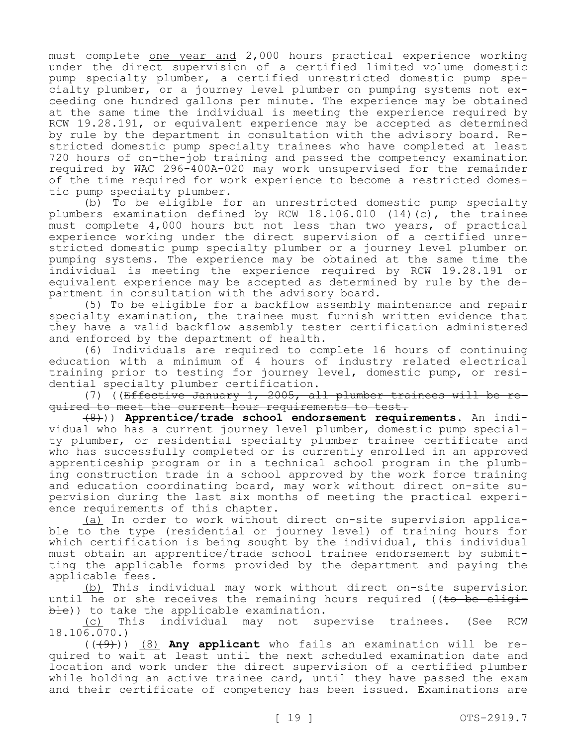must complete one year and 2,000 hours practical experience working under the direct supervision of a certified limited volume domestic pump specialty plumber, a certified unrestricted domestic pump specialty plumber, or a journey level plumber on pumping systems not exceeding one hundred gallons per minute. The experience may be obtained at the same time the individual is meeting the experience required by RCW 19.28.191, or equivalent experience may be accepted as determined by rule by the department in consultation with the advisory board. Restricted domestic pump specialty trainees who have completed at least 720 hours of on-the-job training and passed the competency examination required by WAC 296-400A-020 may work unsupervised for the remainder of the time required for work experience to become a restricted domestic pump specialty plumber.

(b) To be eligible for an unrestricted domestic pump specialty plumbers examination defined by RCW 18.106.010 (14)(c), the trainee must complete 4,000 hours but not less than two years, of practical experience working under the direct supervision of a certified unrestricted domestic pump specialty plumber or a journey level plumber on pumping systems. The experience may be obtained at the same time the individual is meeting the experience required by RCW 19.28.191 or equivalent experience may be accepted as determined by rule by the department in consultation with the advisory board.

(5) To be eligible for a backflow assembly maintenance and repair specialty examination, the trainee must furnish written evidence that they have a valid backflow assembly tester certification administered and enforced by the department of health.

(6) Individuals are required to complete 16 hours of continuing education with a minimum of 4 hours of industry related electrical training prior to testing for journey level, domestic pump, or residential specialty plumber certification.

(7) ((~~Effective January 1, 2005, all plumber trainees will be required to meet the current hour requirements to test.~~

~~(8)~~)) **Apprentice/trade school endorsement requirements.** An individual who has a current journey level plumber, domestic pump specialty plumber, or residential specialty plumber trainee certificate and who has successfully completed or is currently enrolled in an approved apprenticeship program or in a technical school program in the plumbing construction trade in a school approved by the work force training and education coordinating board, may work without direct on-site supervision during the last six months of meeting the practical experience requirements of this chapter.

(a) In order to work without direct on-site supervision applicable to the type (residential or journey level) of training hours for which certification is being sought by the individual, this individual must obtain an apprentice/trade school trainee endorsement by submitting the applicable forms provided by the department and paying the applicable fees.

(b) This individual may work without direct on-site supervision until he or she receives the remaining hours required ((~~to be eligible~~)) to take the applicable examination.

(c) This individual may not supervise trainees. (See RCW 18.106.070.)

((~~(9)~~)) (8) **Any applicant** who fails an examination will be required to wait at least until the next scheduled examination date and location and work under the direct supervision of a certified plumber while holding an active trainee card, until they have passed the exam and their certificate of competency has been issued. Examinations are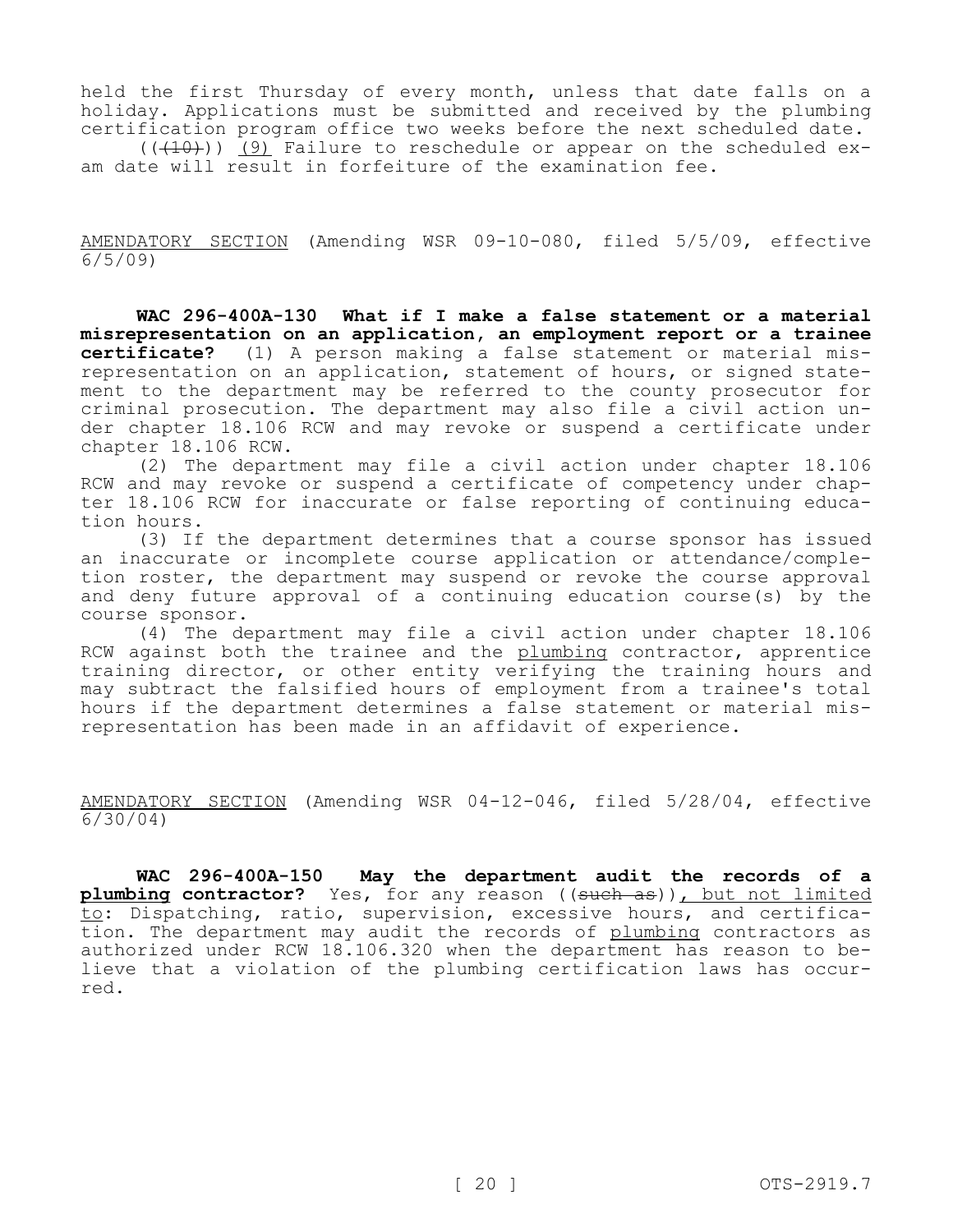held the first Thursday of every month, unless that date falls on a holiday. Applications must be submitted and received by the plumbing certification program office two weeks before the next scheduled date.

(((10))) (9) Failure to reschedule or appear on the scheduled exam date will result in forfeiture of the examination fee.

AMENDATORY SECTION (Amending WSR 09-10-080, filed 5/5/09, effective 6/5/09)

**WAC 296-400A-130 What if I make a false statement or a material misrepresentation on an application, an employment report or a trainee certificate?** (1) A person making a false statement or material misrepresentation on an application, statement of hours, or signed statement to the department may be referred to the county prosecutor for criminal prosecution. The department may also file a civil action under chapter 18.106 RCW and may revoke or suspend a certificate under chapter 18.106 RCW.

(2) The department may file a civil action under chapter 18.106 RCW and may revoke or suspend a certificate of competency under chapter 18.106 RCW for inaccurate or false reporting of continuing education hours.

(3) If the department determines that a course sponsor has issued an inaccurate or incomplete course application or attendance/completion roster, the department may suspend or revoke the course approval and deny future approval of a continuing education course(s) by the course sponsor.

(4) The department may file a civil action under chapter 18.106 RCW against both the trainee and the plumbing contractor, apprentice training director, or other entity verifying the training hours and may subtract the falsified hours of employment from a trainee's total hours if the department determines a false statement or material misrepresentation has been made in an affidavit of experience.

AMENDATORY SECTION (Amending WSR 04-12-046, filed 5/28/04, effective 6/30/04)

**WAC 296-400A-150 May the department audit the records of a plumbing contractor?** Yes, for any reason ((~~such as~~)), but not limited to: Dispatching, ratio, supervision, excessive hours, and certification. The department may audit the records of plumbing contractors as authorized under RCW 18.106.320 when the department has reason to believe that a violation of the plumbing certification laws has occurred.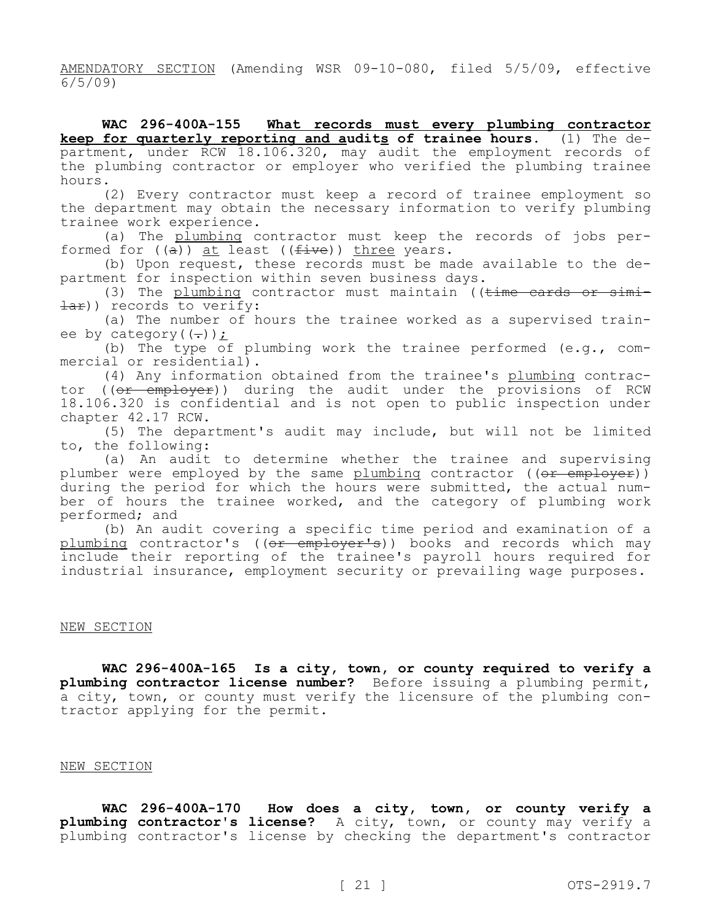AMENDATORY SECTION (Amending WSR 09-10-080, filed 5/5/09, effective 6/5/09)

**WAC 296-400A-155 What records must every plumbing contractor keep for quarterly reporting and audits of trainee hours.** (1) The department, under RCW 18.106.320, may audit the employment records of the plumbing contractor or employer who verified the plumbing trainee hours.

(2) Every contractor must keep a record of trainee employment so the department may obtain the necessary information to verify plumbing trainee work experience.

(a) The plumbing contractor must keep the records of jobs performed for ((a)) at least ((five)) three years.

(b) Upon request, these records must be made available to the department for inspection within seven business days.

(3) The plumbing contractor must maintain ((time cards or similar)) records to verify:

(a) The number of hours the trainee worked as a supervised trainee by category((.));

(b) The type of plumbing work the trainee performed (e.g., commercial or residential).

(4) Any information obtained from the trainee's plumbing contractor ((or employer)) during the audit under the provisions of RCW 18.106.320 is confidential and is not open to public inspection under chapter 42.17 RCW.

(5) The department's audit may include, but will not be limited to, the following:

(a) An audit to determine whether the trainee and supervising plumber were employed by the same plumbing contractor ((or employer)) during the period for which the hours were submitted, the actual number of hours the trainee worked, and the category of plumbing work performed; and

(b) An audit covering a specific time period and examination of a plumbing contractor's ((or employer's)) books and records which may include their reporting of the trainee's payroll hours required for industrial insurance, employment security or prevailing wage purposes.

NEW SECTION

**WAC 296-400A-165 Is a city, town, or county required to verify a plumbing contractor license number?** Before issuing a plumbing permit, a city, town, or county must verify the licensure of the plumbing contractor applying for the permit.

NEW SECTION

**WAC 296-400A-170 How does a city, town, or county verify a plumbing contractor's license?** A city, town, or county may verify a plumbing contractor's license by checking the department's contractor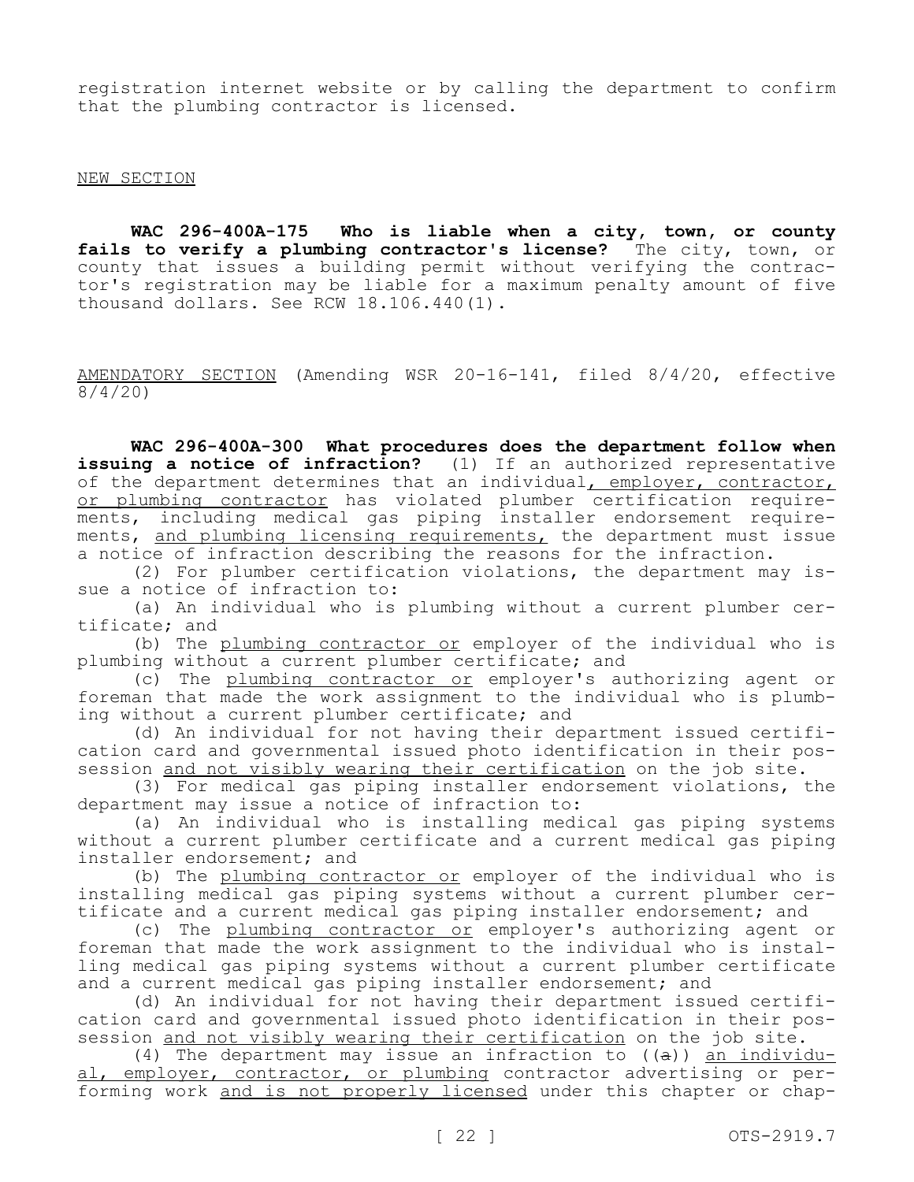registration internet website or by calling the department to confirm that the plumbing contractor is licensed.

NEW SECTION

**WAC 296-400A-175 Who is liable when a city, town, or county fails to verify a plumbing contractor's license?** The city, town, or county that issues a building permit without verifying the contractor's registration may be liable for a maximum penalty amount of five thousand dollars. See RCW 18.106.440(1).

AMENDATORY SECTION (Amending WSR 20-16-141, filed 8/4/20, effective 8/4/20)

**WAC 296-400A-300 What procedures does the department follow when issuing a notice of infraction?** (1) If an authorized representative of the department determines that an individual, employer, contractor, or plumbing contractor has violated plumber certification requirements, including medical gas piping installer endorsement requirements, and plumbing licensing requirements, the department must issue a notice of infraction describing the reasons for the infraction.

(2) For plumber certification violations, the department may issue a notice of infraction to:

(a) An individual who is plumbing without a current plumber certificate; and

(b) The plumbing contractor or employer of the individual who is plumbing without a current plumber certificate; and

(c) The plumbing contractor or employer's authorizing agent or foreman that made the work assignment to the individual who is plumbing without a current plumber certificate; and

(d) An individual for not having their department issued certification card and governmental issued photo identification in their possession and not visibly wearing their certification on the job site.

(3) For medical gas piping installer endorsement violations, the department may issue a notice of infraction to:

(a) An individual who is installing medical gas piping systems without a current plumber certificate and a current medical gas piping installer endorsement; and

(b) The plumbing contractor or employer of the individual who is installing medical gas piping systems without a current plumber certificate and a current medical gas piping installer endorsement; and

(c) The plumbing contractor or employer's authorizing agent or foreman that made the work assignment to the individual who is installing medical gas piping systems without a current plumber certificate and a current medical gas piping installer endorsement; and

(d) An individual for not having their department issued certification card and governmental issued photo identification in their possession and not visibly wearing their certification on the job site.

(4) The department may issue an infraction to ((a)) an individual, employer, contractor, or plumbing contractor advertising or performing work and is not properly licensed under this chapter or chap-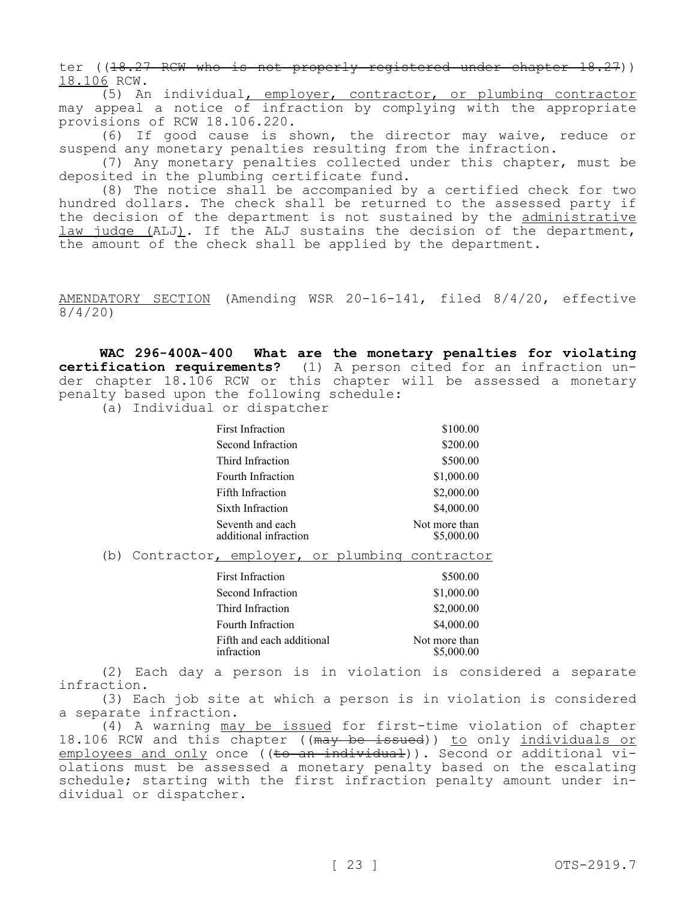ter ((18.27 RCW who is not properly registered under chapter 18.27)) 18.106 RCW.

(5) An individual, employer, contractor, or plumbing contractor may appeal a notice of infraction by complying with the appropriate provisions of RCW 18.106.220.

(6) If good cause is shown, the director may waive, reduce or suspend any monetary penalties resulting from the infraction.

(7) Any monetary penalties collected under this chapter, must be deposited in the plumbing certificate fund.

(8) The notice shall be accompanied by a certified check for two hundred dollars. The check shall be returned to the assessed party if the decision of the department is not sustained by the administrative law judge (ALJ). If the ALJ sustains the decision of the department, the amount of the check shall be applied by the department.

AMENDATORY SECTION (Amending WSR 20-16-141, filed 8/4/20, effective 8/4/20)

**WAC 296-400A-400 What are the monetary penalties for violating certification requirements?** (1) A person cited for an infraction under chapter 18.106 RCW or this chapter will be assessed a monetary penalty based upon the following schedule:

(a) Individual or dispatcher

| | |
|---|---|
| First Infraction | \$100.00 |
| Second Infraction | \$200.00 |
| Third Infraction | \$500.00 |
| Fourth Infraction | \$1,000.00 |
| Fifth Infraction | \$2,000.00 |
| Sixth Infraction | \$4,000.00 |
| Seventh and each additional infraction | Not more than \$5,000.00 |

(b) Contractor, employer, or plumbing contractor

| | |
|---|---|
| First Infraction | \$500.00 |
| Second Infraction | \$1,000.00 |
| Third Infraction | \$2,000.00 |
| Fourth Infraction | \$4,000.00 |
| Fifth and each additional infraction | Not more than \$5,000.00 |

(2) Each day a person is in violation is considered a separate infraction.

(3) Each job site at which a person is in violation is considered a separate infraction.

(4) A warning may be issued for first-time violation of chapter 18.106 RCW and this chapter ((may be issued)) to only individuals or employees and only once ((to an individual)). Second or additional violations must be assessed a monetary penalty based on the escalating schedule; starting with the first infraction penalty amount under individual or dispatcher.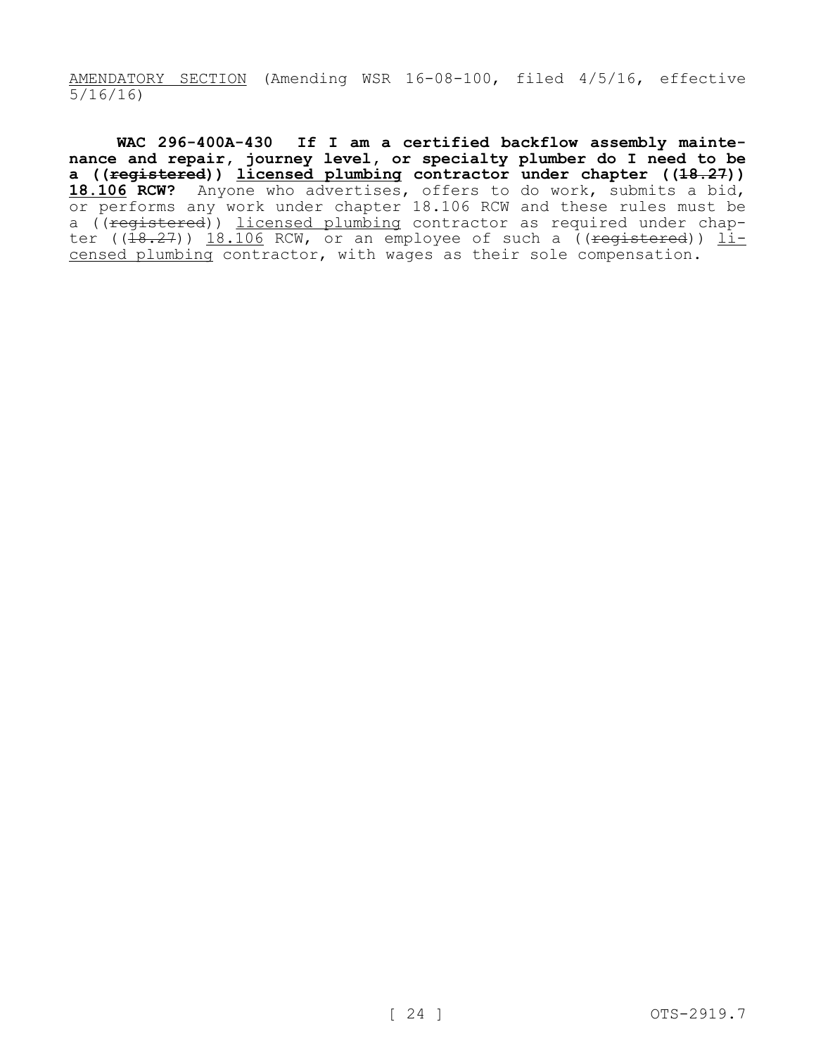AMENDATORY SECTION (Amending WSR 16-08-100, filed 4/5/16, effective 5/16/16)

**WAC 296-400A-430 If I am a certified backflow assembly maintenance and repair, journey level, or specialty plumber do I need to be a ((~~registered~~)) licensed plumbing contractor under chapter ((~~18.27~~)) 18.106 RCW?** Anyone who advertises, offers to do work, submits a bid, or performs any work under chapter 18.106 RCW and these rules must be a ((~~registered~~)) licensed plumbing contractor as required under chapter ((~~18.27~~)) 18.106 RCW, or an employee of such a ((~~registered~~)) licensed plumbing contractor, with wages as their sole compensation.